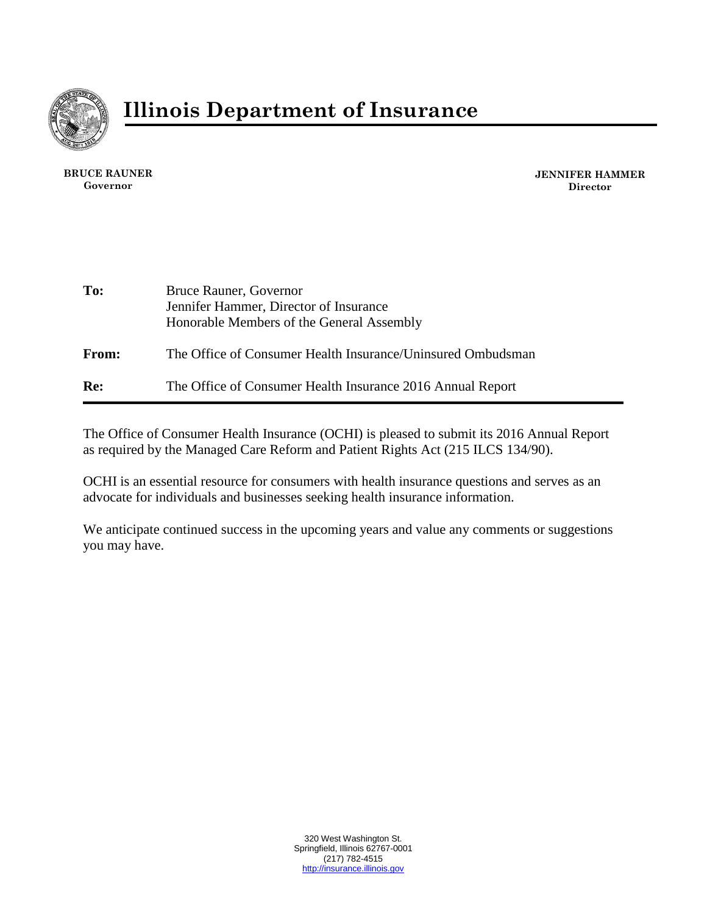# Illinois Department of Insurance

**BRUCE RAUNER**
**Governor**

**JENNIFER HAMMER**
**Director**

| | |
|---|---|
| **To:** | Bruce Rauner, Governor<br>Jennifer Hammer, Director of Insurance<br>Honorable Members of the General Assembly |
| **From:** | The Office of Consumer Health Insurance/Uninsured Ombudsman |
| **Re:** | The Office of Consumer Health Insurance 2016 Annual Report |

The Office of Consumer Health Insurance (OCHI) is pleased to submit its 2016 Annual Report as required by the Managed Care Reform and Patient Rights Act (215 ILCS 134/90).

OCHI is an essential resource for consumers with health insurance questions and serves as an advocate for individuals and businesses seeking health insurance information.

We anticipate continued success in the upcoming years and value any comments or suggestions you may have.

320 West Washington St.
Springfield, Illinois 62767-0001
(217) 782-4515
http://insurance.illinois.gov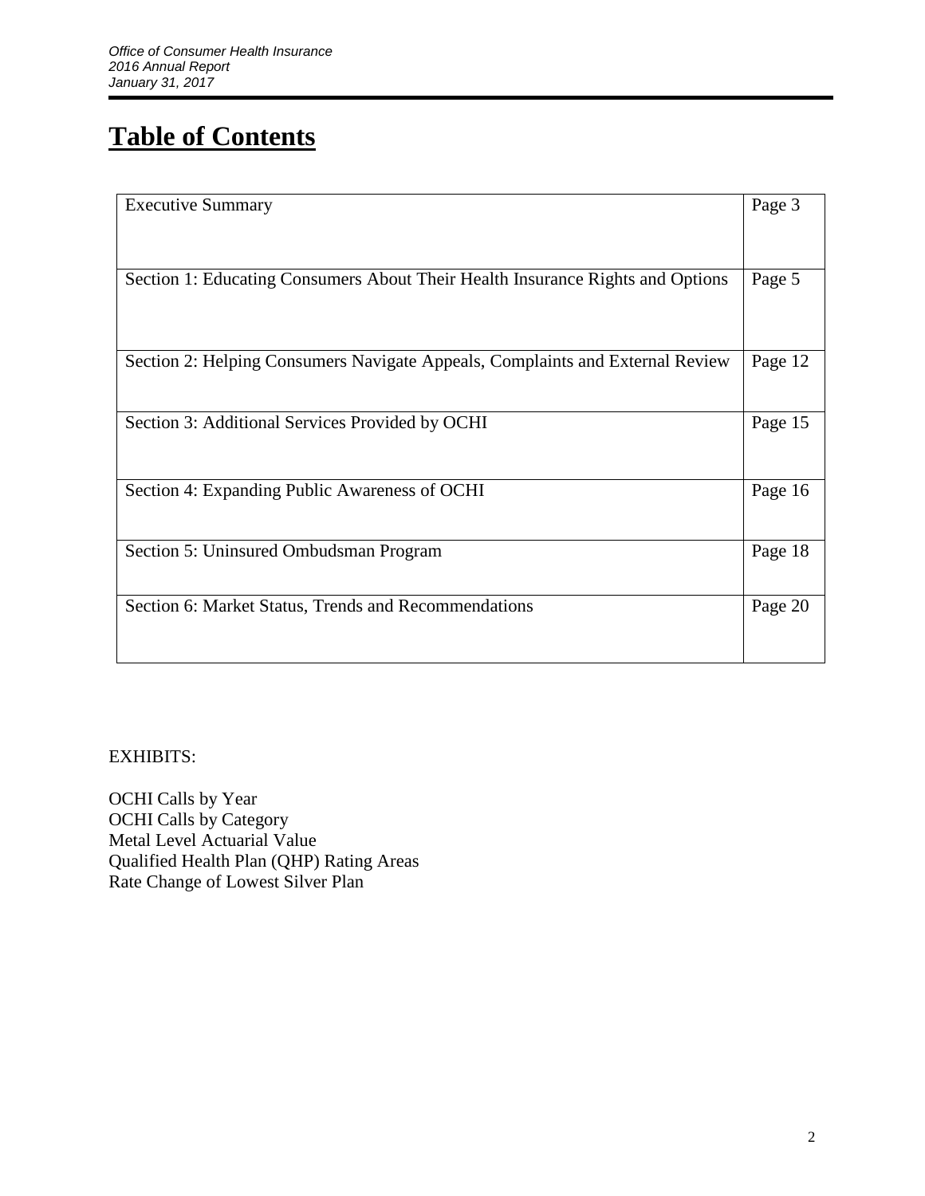# Table of Contents

| | |
|---|---|
| Executive Summary | Page 3 |
| Section 1: Educating Consumers About Their Health Insurance Rights and Options | Page 5 |
| Section 2: Helping Consumers Navigate Appeals, Complaints and External Review | Page 12 |
| Section 3: Additional Services Provided by OCHI | Page 15 |
| Section 4: Expanding Public Awareness of OCHI | Page 16 |
| Section 5: Uninsured Ombudsman Program | Page 18 |
| Section 6: Market Status, Trends and Recommendations | Page 20 |

EXHIBITS:

OCHI Calls by Year
OCHI Calls by Category
Metal Level Actuarial Value
Qualified Health Plan (QHP) Rating Areas
Rate Change of Lowest Silver Plan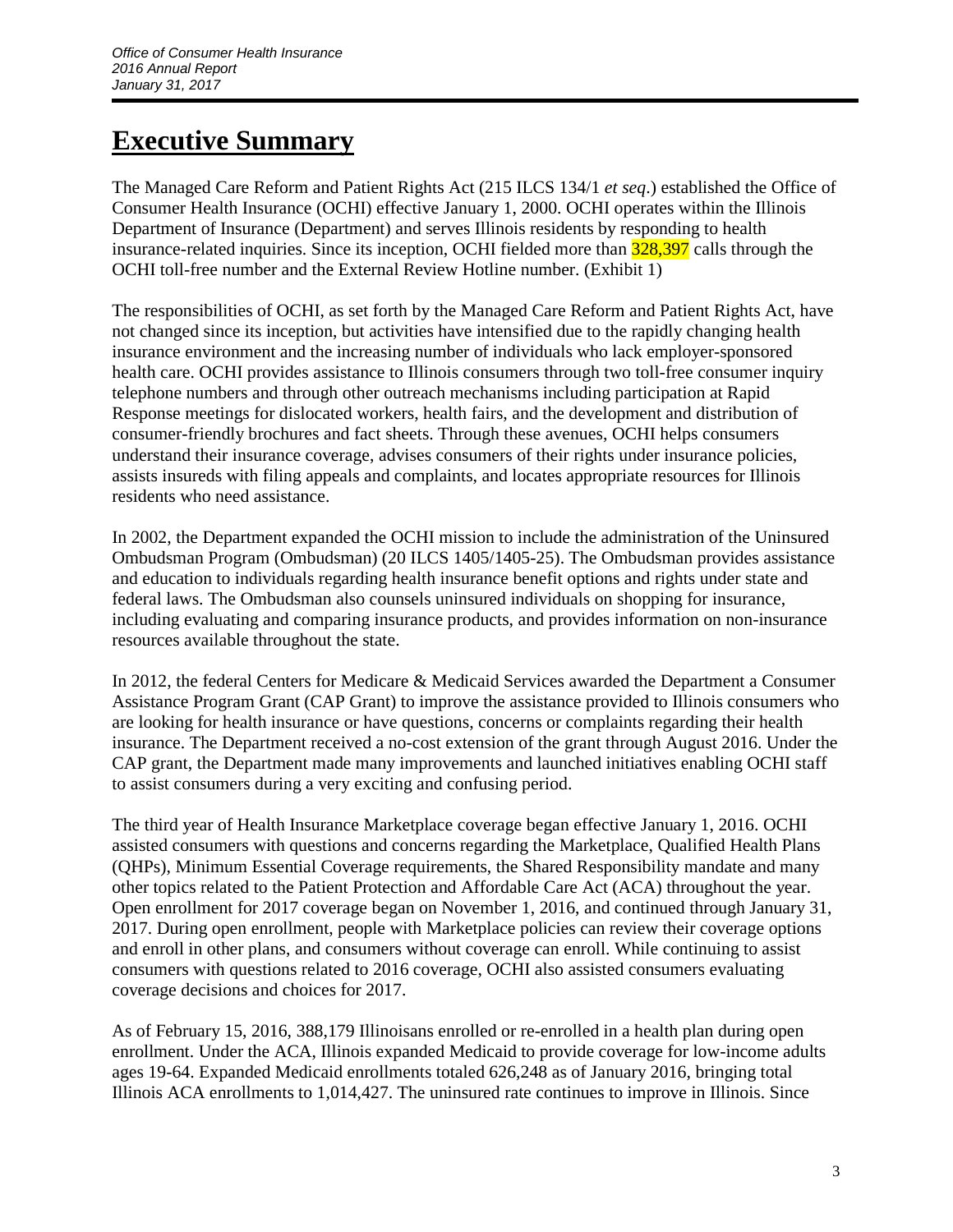# Executive Summary

The Managed Care Reform and Patient Rights Act (215 ILCS 134/1 *et seq*.) established the Office of Consumer Health Insurance (OCHI) effective January 1, 2000. OCHI operates within the Illinois Department of Insurance (Department) and serves Illinois residents by responding to health insurance-related inquiries. Since its inception, OCHI fielded more than 328,397 calls through the OCHI toll-free number and the External Review Hotline number. (Exhibit 1)

The responsibilities of OCHI, as set forth by the Managed Care Reform and Patient Rights Act, have not changed since its inception, but activities have intensified due to the rapidly changing health insurance environment and the increasing number of individuals who lack employer-sponsored health care. OCHI provides assistance to Illinois consumers through two toll-free consumer inquiry telephone numbers and through other outreach mechanisms including participation at Rapid Response meetings for dislocated workers, health fairs, and the development and distribution of consumer-friendly brochures and fact sheets. Through these avenues, OCHI helps consumers understand their insurance coverage, advises consumers of their rights under insurance policies, assists insureds with filing appeals and complaints, and locates appropriate resources for Illinois residents who need assistance.

In 2002, the Department expanded the OCHI mission to include the administration of the Uninsured Ombudsman Program (Ombudsman) (20 ILCS 1405/1405-25). The Ombudsman provides assistance and education to individuals regarding health insurance benefit options and rights under state and federal laws. The Ombudsman also counsels uninsured individuals on shopping for insurance, including evaluating and comparing insurance products, and provides information on non-insurance resources available throughout the state.

In 2012, the federal Centers for Medicare & Medicaid Services awarded the Department a Consumer Assistance Program Grant (CAP Grant) to improve the assistance provided to Illinois consumers who are looking for health insurance or have questions, concerns or complaints regarding their health insurance. The Department received a no-cost extension of the grant through August 2016. Under the CAP grant, the Department made many improvements and launched initiatives enabling OCHI staff to assist consumers during a very exciting and confusing period.

The third year of Health Insurance Marketplace coverage began effective January 1, 2016. OCHI assisted consumers with questions and concerns regarding the Marketplace, Qualified Health Plans (QHPs), Minimum Essential Coverage requirements, the Shared Responsibility mandate and many other topics related to the Patient Protection and Affordable Care Act (ACA) throughout the year. Open enrollment for 2017 coverage began on November 1, 2016, and continued through January 31, 2017. During open enrollment, people with Marketplace policies can review their coverage options and enroll in other plans, and consumers without coverage can enroll. While continuing to assist consumers with questions related to 2016 coverage, OCHI also assisted consumers evaluating coverage decisions and choices for 2017.

As of February 15, 2016, 388,179 Illinoisans enrolled or re-enrolled in a health plan during open enrollment. Under the ACA, Illinois expanded Medicaid to provide coverage for low-income adults ages 19-64. Expanded Medicaid enrollments totaled 626,248 as of January 2016, bringing total Illinois ACA enrollments to 1,014,427. The uninsured rate continues to improve in Illinois. Since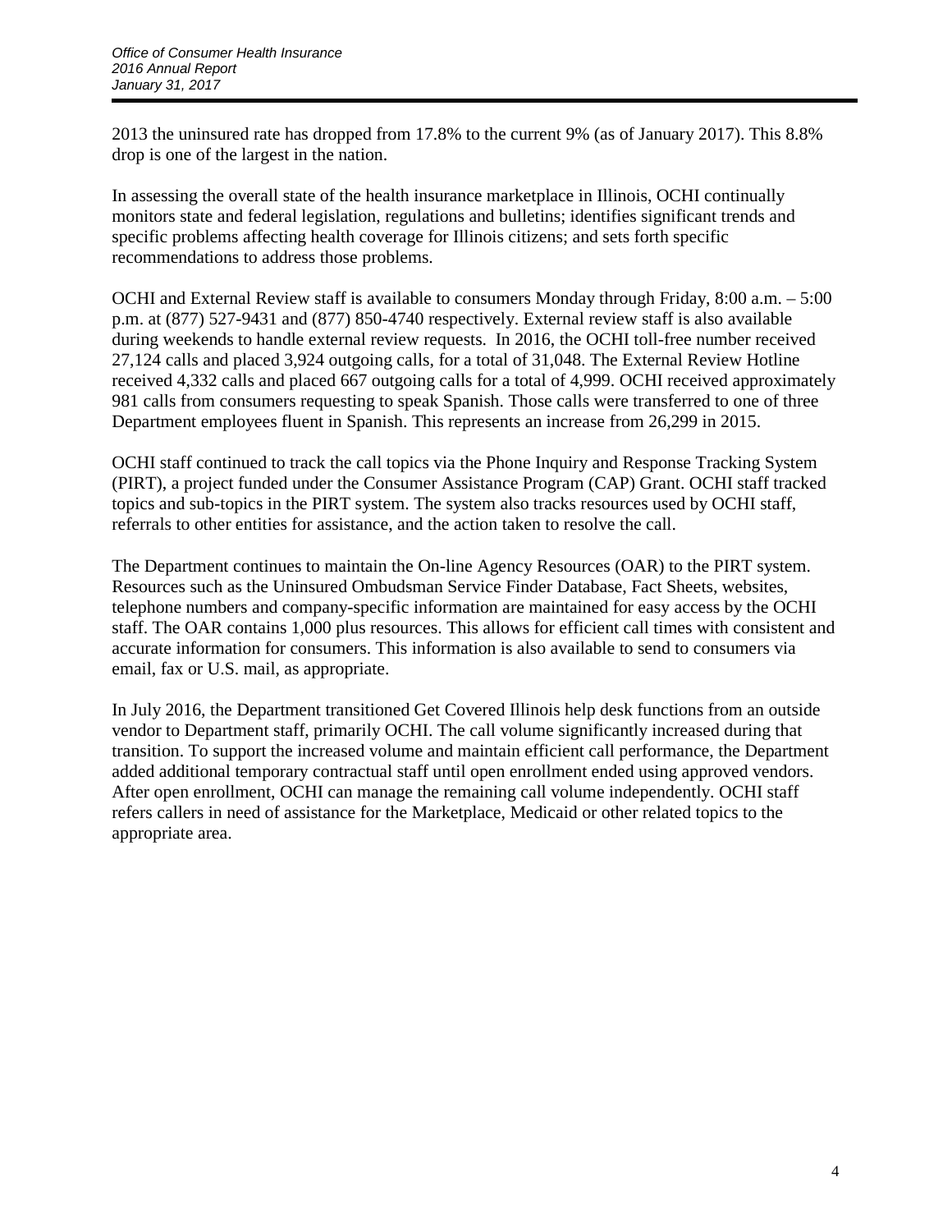2013 the uninsured rate has dropped from 17.8% to the current 9% (as of January 2017). This 8.8% drop is one of the largest in the nation.

In assessing the overall state of the health insurance marketplace in Illinois, OCHI continually monitors state and federal legislation, regulations and bulletins; identifies significant trends and specific problems affecting health coverage for Illinois citizens; and sets forth specific recommendations to address those problems.

OCHI and External Review staff is available to consumers Monday through Friday, 8:00 a.m. – 5:00 p.m. at (877) 527-9431 and (877) 850-4740 respectively. External review staff is also available during weekends to handle external review requests. In 2016, the OCHI toll-free number received 27,124 calls and placed 3,924 outgoing calls, for a total of 31,048. The External Review Hotline received 4,332 calls and placed 667 outgoing calls for a total of 4,999. OCHI received approximately 981 calls from consumers requesting to speak Spanish. Those calls were transferred to one of three Department employees fluent in Spanish. This represents an increase from 26,299 in 2015.

OCHI staff continued to track the call topics via the Phone Inquiry and Response Tracking System (PIRT), a project funded under the Consumer Assistance Program (CAP) Grant. OCHI staff tracked topics and sub-topics in the PIRT system. The system also tracks resources used by OCHI staff, referrals to other entities for assistance, and the action taken to resolve the call.

The Department continues to maintain the On-line Agency Resources (OAR) to the PIRT system. Resources such as the Uninsured Ombudsman Service Finder Database, Fact Sheets, websites, telephone numbers and company-specific information are maintained for easy access by the OCHI staff. The OAR contains 1,000 plus resources. This allows for efficient call times with consistent and accurate information for consumers. This information is also available to send to consumers via email, fax or U.S. mail, as appropriate.

In July 2016, the Department transitioned Get Covered Illinois help desk functions from an outside vendor to Department staff, primarily OCHI. The call volume significantly increased during that transition. To support the increased volume and maintain efficient call performance, the Department added additional temporary contractual staff until open enrollment ended using approved vendors. After open enrollment, OCHI can manage the remaining call volume independently. OCHI staff refers callers in need of assistance for the Marketplace, Medicaid or other related topics to the appropriate area.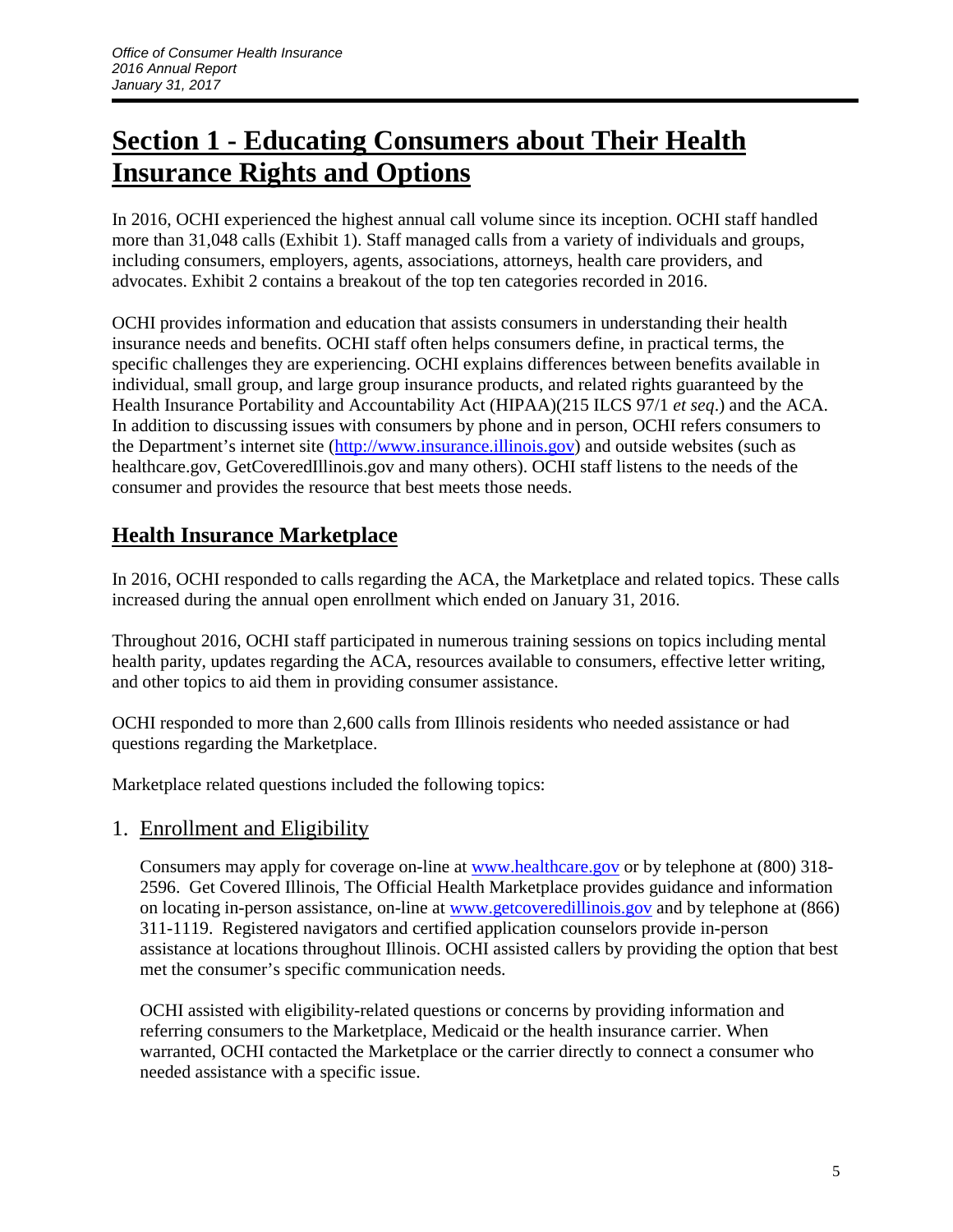# Section 1 - Educating Consumers about Their Health Insurance Rights and Options

In 2016, OCHI experienced the highest annual call volume since its inception. OCHI staff handled more than 31,048 calls (Exhibit 1). Staff managed calls from a variety of individuals and groups, including consumers, employers, agents, associations, attorneys, health care providers, and advocates. Exhibit 2 contains a breakout of the top ten categories recorded in 2016.

OCHI provides information and education that assists consumers in understanding their health insurance needs and benefits. OCHI staff often helps consumers define, in practical terms, the specific challenges they are experiencing. OCHI explains differences between benefits available in individual, small group, and large group insurance products, and related rights guaranteed by the Health Insurance Portability and Accountability Act (HIPAA)(215 ILCS 97/1 *et seq*.) and the ACA. In addition to discussing issues with consumers by phone and in person, OCHI refers consumers to the Department's internet site ([http://www.insurance.illinois.gov](http://www.insurance.illinois.gov)) and outside websites (such as healthcare.gov, GetCoveredIllinois.gov and many others). OCHI staff listens to the needs of the consumer and provides the resource that best meets those needs.

## Health Insurance Marketplace

In 2016, OCHI responded to calls regarding the ACA, the Marketplace and related topics. These calls increased during the annual open enrollment which ended on January 31, 2016.

Throughout 2016, OCHI staff participated in numerous training sessions on topics including mental health parity, updates regarding the ACA, resources available to consumers, effective letter writing, and other topics to aid them in providing consumer assistance.

OCHI responded to more than 2,600 calls from Illinois residents who needed assistance or had questions regarding the Marketplace.

Marketplace related questions included the following topics:

### 1. Enrollment and Eligibility

Consumers may apply for coverage on-line at [www.healthcare.gov](http://www.healthcare.gov) or by telephone at (800) 318-2596. Get Covered Illinois, The Official Health Marketplace provides guidance and information on locating in-person assistance, on-line at [www.getcoveredillinois.gov](http://www.getcoveredillinois.gov) and by telephone at (866) 311-1119. Registered navigators and certified application counselors provide in-person assistance at locations throughout Illinois. OCHI assisted callers by providing the option that best met the consumer's specific communication needs.

OCHI assisted with eligibility-related questions or concerns by providing information and referring consumers to the Marketplace, Medicaid or the health insurance carrier. When warranted, OCHI contacted the Marketplace or the carrier directly to connect a consumer who needed assistance with a specific issue.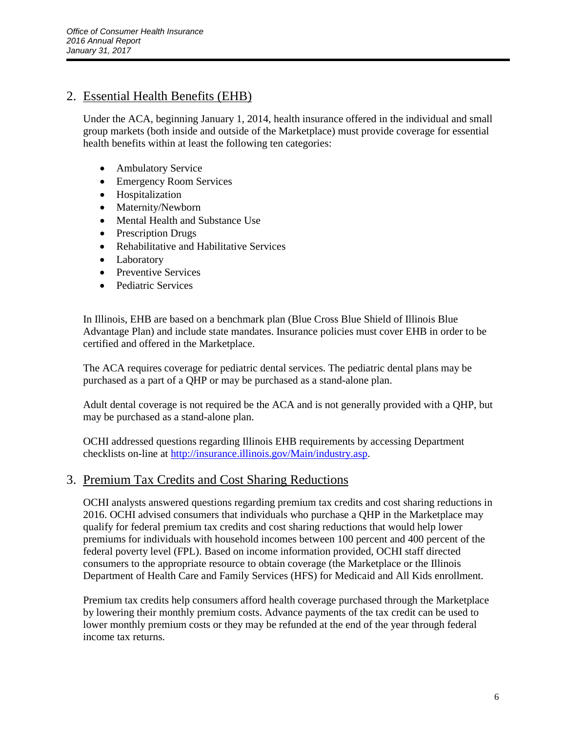## 2. Essential Health Benefits (EHB)

Under the ACA, beginning January 1, 2014, health insurance offered in the individual and small group markets (both inside and outside of the Marketplace) must provide coverage for essential health benefits within at least the following ten categories:

- Ambulatory Service
- Emergency Room Services
- Hospitalization
- Maternity/Newborn
- Mental Health and Substance Use
- Prescription Drugs
- Rehabilitative and Habilitative Services
- Laboratory
- Preventive Services
- Pediatric Services

In Illinois, EHB are based on a benchmark plan (Blue Cross Blue Shield of Illinois Blue Advantage Plan) and include state mandates. Insurance policies must cover EHB in order to be certified and offered in the Marketplace.

The ACA requires coverage for pediatric dental services. The pediatric dental plans may be purchased as a part of a QHP or may be purchased as a stand-alone plan.

Adult dental coverage is not required be the ACA and is not generally provided with a QHP, but may be purchased as a stand-alone plan.

OCHI addressed questions regarding Illinois EHB requirements by accessing Department checklists on-line at [http://insurance.illinois.gov/Main/industry.asp](http://insurance.illinois.gov/Main/industry.asp).

## 3. Premium Tax Credits and Cost Sharing Reductions

OCHI analysts answered questions regarding premium tax credits and cost sharing reductions in 2016. OCHI advised consumers that individuals who purchase a QHP in the Marketplace may qualify for federal premium tax credits and cost sharing reductions that would help lower premiums for individuals with household incomes between 100 percent and 400 percent of the federal poverty level (FPL). Based on income information provided, OCHI staff directed consumers to the appropriate resource to obtain coverage (the Marketplace or the Illinois Department of Health Care and Family Services (HFS) for Medicaid and All Kids enrollment.

Premium tax credits help consumers afford health coverage purchased through the Marketplace by lowering their monthly premium costs. Advance payments of the tax credit can be used to lower monthly premium costs or they may be refunded at the end of the year through federal income tax returns.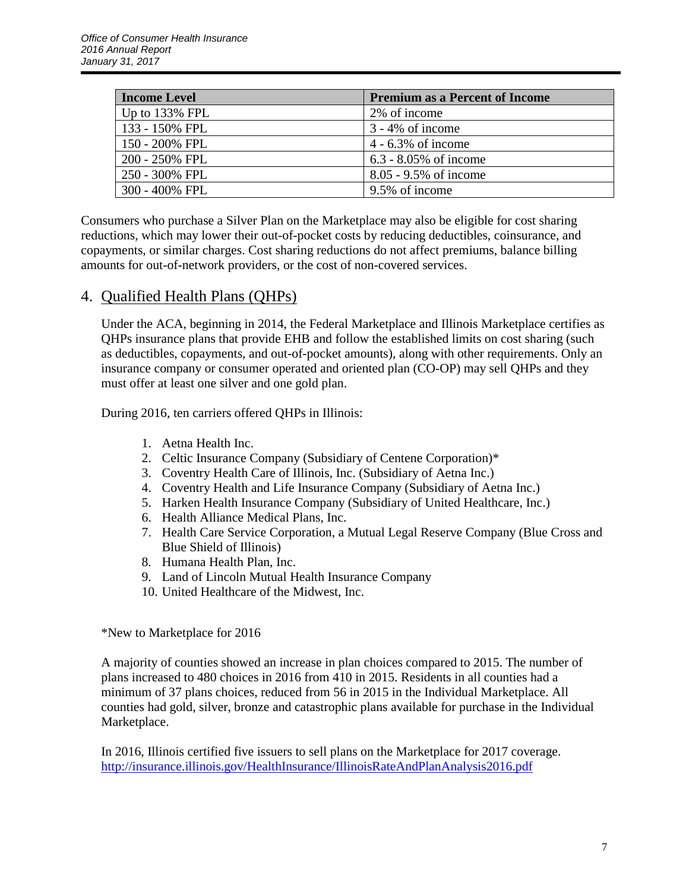| Income Level | Premium as a Percent of Income |
|---|---|
| Up to 133% FPL | 2% of income |
| 133 - 150% FPL | 3 - 4% of income |
| 150 - 200% FPL | 4 - 6.3% of income |
| 200 - 250% FPL | 6.3 - 8.05% of income |
| 250 - 300% FPL | 8.05 - 9.5% of income |
| 300 - 400% FPL | 9.5% of income |

Consumers who purchase a Silver Plan on the Marketplace may also be eligible for cost sharing reductions, which may lower their out-of-pocket costs by reducing deductibles, coinsurance, and copayments, or similar charges. Cost sharing reductions do not affect premiums, balance billing amounts for out-of-network providers, or the cost of non-covered services.

## 4. Qualified Health Plans (QHPs)

Under the ACA, beginning in 2014, the Federal Marketplace and Illinois Marketplace certifies as QHPs insurance plans that provide EHB and follow the established limits on cost sharing (such as deductibles, copayments, and out-of-pocket amounts), along with other requirements. Only an insurance company or consumer operated and oriented plan (CO-OP) may sell QHPs and they must offer at least one silver and one gold plan.

During 2016, ten carriers offered QHPs in Illinois:

1. Aetna Health Inc.
2. Celtic Insurance Company (Subsidiary of Centene Corporation)*
3. Coventry Health Care of Illinois, Inc. (Subsidiary of Aetna Inc.)
4. Coventry Health and Life Insurance Company (Subsidiary of Aetna Inc.)
5. Harken Health Insurance Company (Subsidiary of United Healthcare, Inc.)
6. Health Alliance Medical Plans, Inc.
7. Health Care Service Corporation, a Mutual Legal Reserve Company (Blue Cross and Blue Shield of Illinois)
8. Humana Health Plan, Inc.
9. Land of Lincoln Mutual Health Insurance Company
10. United Healthcare of the Midwest, Inc.

*New to Marketplace for 2016

A majority of counties showed an increase in plan choices compared to 2015. The number of plans increased to 480 choices in 2016 from 410 in 2015. Residents in all counties had a minimum of 37 plans choices, reduced from 56 in 2015 in the Individual Marketplace. All counties had gold, silver, bronze and catastrophic plans available for purchase in the Individual Marketplace.

In 2016, Illinois certified five issuers to sell plans on the Marketplace for 2017 coverage. http://insurance.illinois.gov/HealthInsurance/IllinoisRateAndPlanAnalysis2016.pdf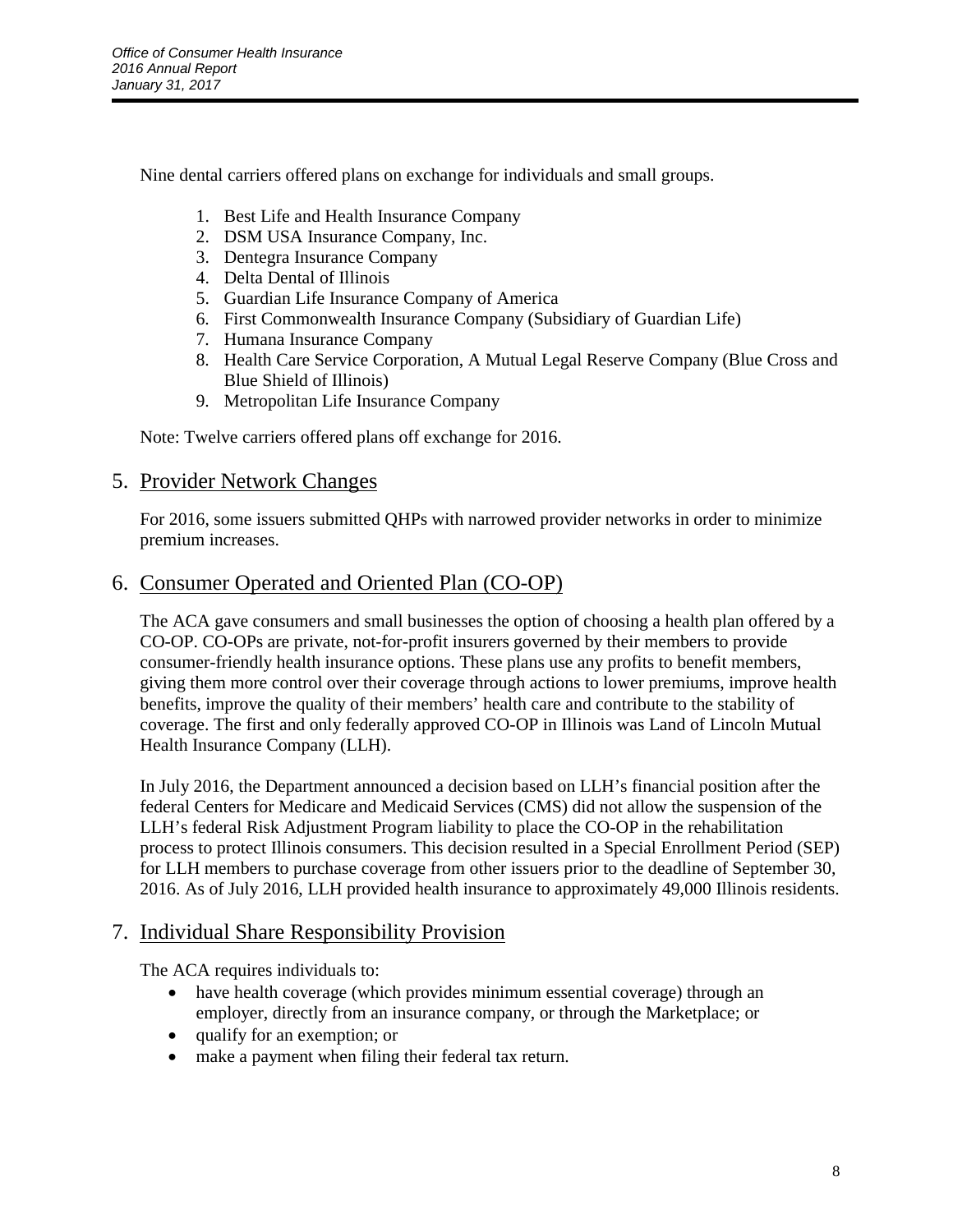Nine dental carriers offered plans on exchange for individuals and small groups.

1. Best Life and Health Insurance Company
2. DSM USA Insurance Company, Inc.
3. Dentegra Insurance Company
4. Delta Dental of Illinois
5. Guardian Life Insurance Company of America
6. First Commonwealth Insurance Company (Subsidiary of Guardian Life)
7. Humana Insurance Company
8. Health Care Service Corporation, A Mutual Legal Reserve Company (Blue Cross and Blue Shield of Illinois)
9. Metropolitan Life Insurance Company

Note: Twelve carriers offered plans off exchange for 2016.

## 5. Provider Network Changes

For 2016, some issuers submitted QHPs with narrowed provider networks in order to minimize premium increases.

## 6. Consumer Operated and Oriented Plan (CO-OP)

The ACA gave consumers and small businesses the option of choosing a health plan offered by a CO-OP. CO-OPs are private, not-for-profit insurers governed by their members to provide consumer-friendly health insurance options. These plans use any profits to benefit members, giving them more control over their coverage through actions to lower premiums, improve health benefits, improve the quality of their members' health care and contribute to the stability of coverage. The first and only federally approved CO-OP in Illinois was Land of Lincoln Mutual Health Insurance Company (LLH).

In July 2016, the Department announced a decision based on LLH's financial position after the federal Centers for Medicare and Medicaid Services (CMS) did not allow the suspension of the LLH's federal Risk Adjustment Program liability to place the CO-OP in the rehabilitation process to protect Illinois consumers. This decision resulted in a Special Enrollment Period (SEP) for LLH members to purchase coverage from other issuers prior to the deadline of September 30, 2016. As of July 2016, LLH provided health insurance to approximately 49,000 Illinois residents.

## 7. Individual Share Responsibility Provision

The ACA requires individuals to:

- have health coverage (which provides minimum essential coverage) through an employer, directly from an insurance company, or through the Marketplace; or
- qualify for an exemption; or
- make a payment when filing their federal tax return.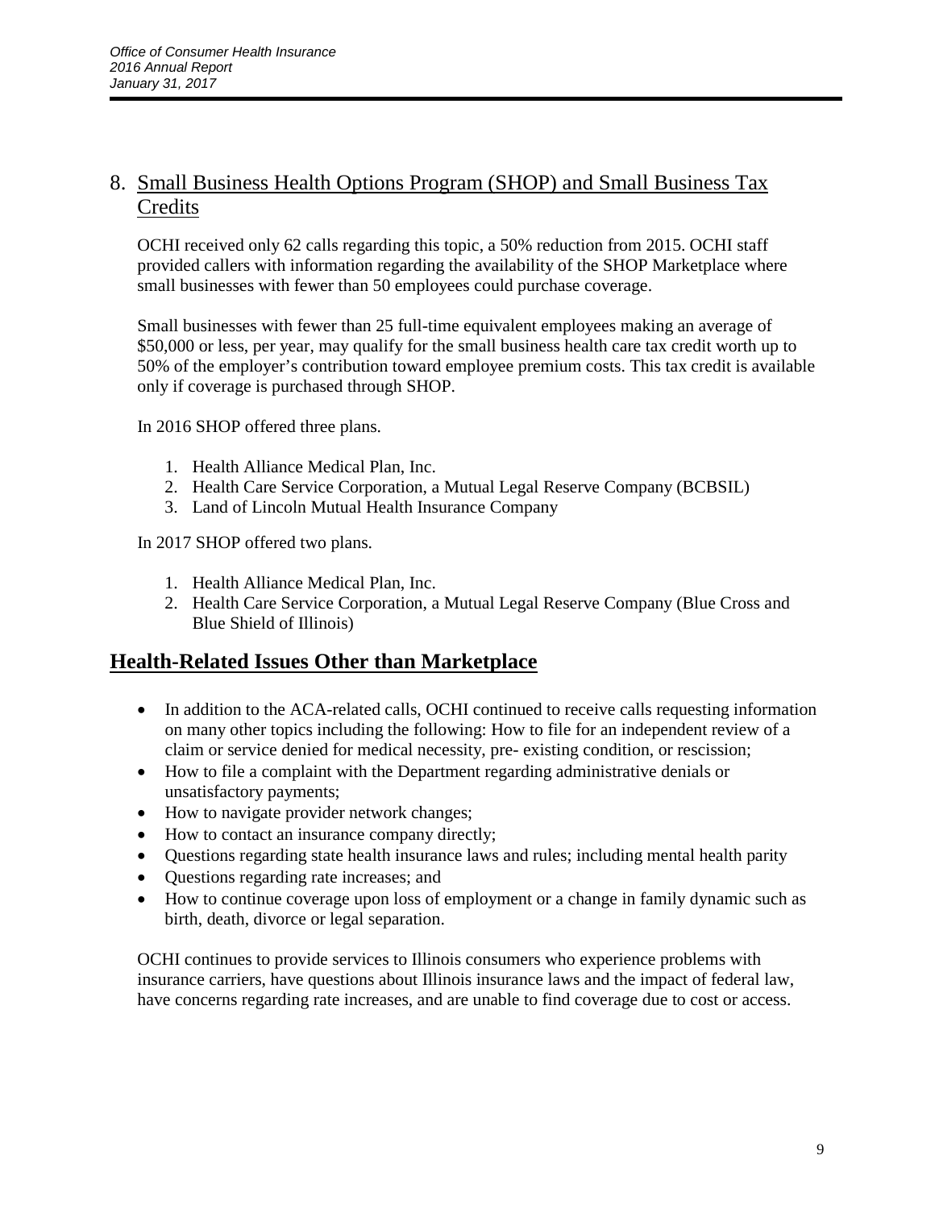## 8. Small Business Health Options Program (SHOP) and Small Business Tax Credits

OCHI received only 62 calls regarding this topic, a 50% reduction from 2015. OCHI staff provided callers with information regarding the availability of the SHOP Marketplace where small businesses with fewer than 50 employees could purchase coverage.

Small businesses with fewer than 25 full-time equivalent employees making an average of $50,000 or less, per year, may qualify for the small business health care tax credit worth up to 50% of the employer's contribution toward employee premium costs. This tax credit is available only if coverage is purchased through SHOP.

In 2016 SHOP offered three plans.

1. Health Alliance Medical Plan, Inc.
2. Health Care Service Corporation, a Mutual Legal Reserve Company (BCBSIL)
3. Land of Lincoln Mutual Health Insurance Company

In 2017 SHOP offered two plans.

1. Health Alliance Medical Plan, Inc.
2. Health Care Service Corporation, a Mutual Legal Reserve Company (Blue Cross and Blue Shield of Illinois)

## Health-Related Issues Other than Marketplace

- In addition to the ACA-related calls, OCHI continued to receive calls requesting information on many other topics including the following: How to file for an independent review of a claim or service denied for medical necessity, pre- existing condition, or rescission;
- How to file a complaint with the Department regarding administrative denials or unsatisfactory payments;
- How to navigate provider network changes;
- How to contact an insurance company directly;
- Questions regarding state health insurance laws and rules; including mental health parity
- Questions regarding rate increases; and
- How to continue coverage upon loss of employment or a change in family dynamic such as birth, death, divorce or legal separation.

OCHI continues to provide services to Illinois consumers who experience problems with insurance carriers, have questions about Illinois insurance laws and the impact of federal law, have concerns regarding rate increases, and are unable to find coverage due to cost or access.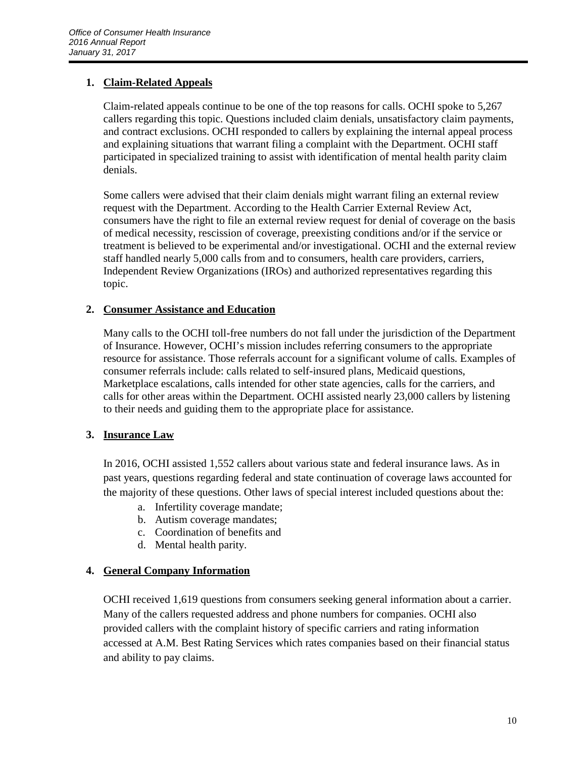## 1. Claim-Related Appeals

Claim-related appeals continue to be one of the top reasons for calls. OCHI spoke to 5,267 callers regarding this topic. Questions included claim denials, unsatisfactory claim payments, and contract exclusions. OCHI responded to callers by explaining the internal appeal process and explaining situations that warrant filing a complaint with the Department. OCHI staff participated in specialized training to assist with identification of mental health parity claim denials.

Some callers were advised that their claim denials might warrant filing an external review request with the Department. According to the Health Carrier External Review Act, consumers have the right to file an external review request for denial of coverage on the basis of medical necessity, rescission of coverage, preexisting conditions and/or if the service or treatment is believed to be experimental and/or investigational. OCHI and the external review staff handled nearly 5,000 calls from and to consumers, health care providers, carriers, Independent Review Organizations (IROs) and authorized representatives regarding this topic.

## 2. Consumer Assistance and Education

Many calls to the OCHI toll-free numbers do not fall under the jurisdiction of the Department of Insurance. However, OCHI's mission includes referring consumers to the appropriate resource for assistance. Those referrals account for a significant volume of calls. Examples of consumer referrals include: calls related to self-insured plans, Medicaid questions, Marketplace escalations, calls intended for other state agencies, calls for the carriers, and calls for other areas within the Department. OCHI assisted nearly 23,000 callers by listening to their needs and guiding them to the appropriate place for assistance.

## 3. Insurance Law

In 2016, OCHI assisted 1,552 callers about various state and federal insurance laws. As in past years, questions regarding federal and state continuation of coverage laws accounted for the majority of these questions. Other laws of special interest included questions about the:

a. Infertility coverage mandate;
b. Autism coverage mandates;
c. Coordination of benefits and
d. Mental health parity.

## 4. General Company Information

OCHI received 1,619 questions from consumers seeking general information about a carrier. Many of the callers requested address and phone numbers for companies. OCHI also provided callers with the complaint history of specific carriers and rating information accessed at A.M. Best Rating Services which rates companies based on their financial status and ability to pay claims.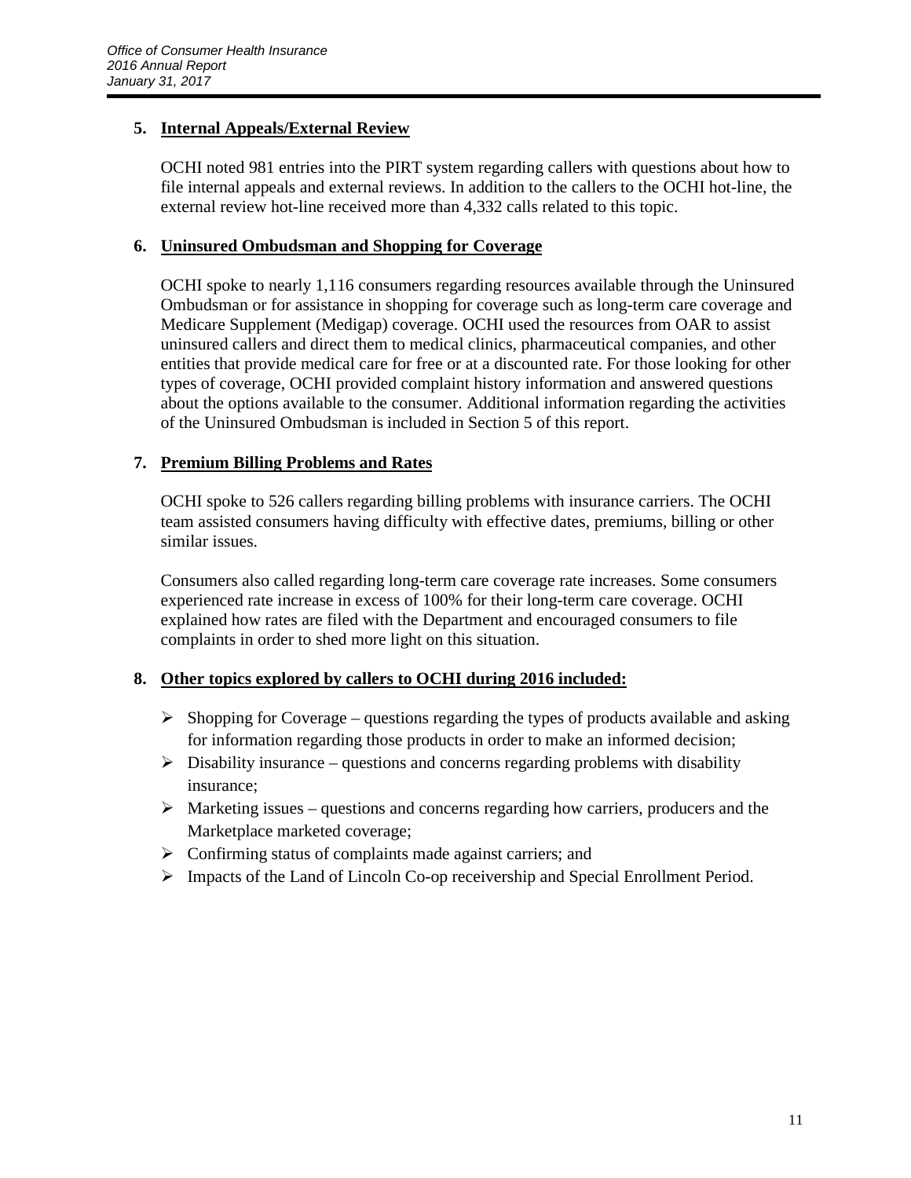5. **Internal Appeals/External Review**

OCHI noted 981 entries into the PIRT system regarding callers with questions about how to file internal appeals and external reviews. In addition to the callers to the OCHI hot-line, the external review hot-line received more than 4,332 calls related to this topic.

6. **Uninsured Ombudsman and Shopping for Coverage**

OCHI spoke to nearly 1,116 consumers regarding resources available through the Uninsured Ombudsman or for assistance in shopping for coverage such as long-term care coverage and Medicare Supplement (Medigap) coverage. OCHI used the resources from OAR to assist uninsured callers and direct them to medical clinics, pharmaceutical companies, and other entities that provide medical care for free or at a discounted rate. For those looking for other types of coverage, OCHI provided complaint history information and answered questions about the options available to the consumer. Additional information regarding the activities of the Uninsured Ombudsman is included in Section 5 of this report.

7. **Premium Billing Problems and Rates**

OCHI spoke to 526 callers regarding billing problems with insurance carriers. The OCHI team assisted consumers having difficulty with effective dates, premiums, billing or other similar issues.

Consumers also called regarding long-term care coverage rate increases. Some consumers experienced rate increase in excess of 100% for their long-term care coverage. OCHI explained how rates are filed with the Department and encouraged consumers to file complaints in order to shed more light on this situation.

8. **Other topics explored by callers to OCHI during 2016 included:**

- Shopping for Coverage – questions regarding the types of products available and asking for information regarding those products in order to make an informed decision;
- Disability insurance – questions and concerns regarding problems with disability insurance;
- Marketing issues – questions and concerns regarding how carriers, producers and the Marketplace marketed coverage;
- Confirming status of complaints made against carriers; and
- Impacts of the Land of Lincoln Co-op receivership and Special Enrollment Period.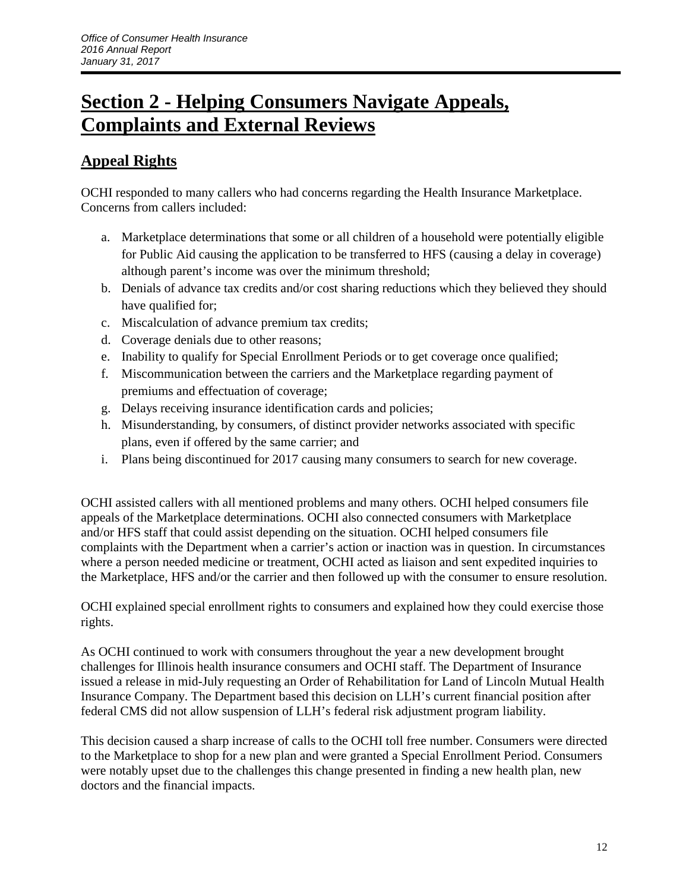# Section 2 - Helping Consumers Navigate Appeals, Complaints and External Reviews

## Appeal Rights

OCHI responded to many callers who had concerns regarding the Health Insurance Marketplace. Concerns from callers included:

a. Marketplace determinations that some or all children of a household were potentially eligible for Public Aid causing the application to be transferred to HFS (causing a delay in coverage) although parent's income was over the minimum threshold;
b. Denials of advance tax credits and/or cost sharing reductions which they believed they should have qualified for;
c. Miscalculation of advance premium tax credits;
d. Coverage denials due to other reasons;
e. Inability to qualify for Special Enrollment Periods or to get coverage once qualified;
f. Miscommunication between the carriers and the Marketplace regarding payment of premiums and effectuation of coverage;
g. Delays receiving insurance identification cards and policies;
h. Misunderstanding, by consumers, of distinct provider networks associated with specific plans, even if offered by the same carrier; and
i. Plans being discontinued for 2017 causing many consumers to search for new coverage.

OCHI assisted callers with all mentioned problems and many others. OCHI helped consumers file appeals of the Marketplace determinations. OCHI also connected consumers with Marketplace and/or HFS staff that could assist depending on the situation. OCHI helped consumers file complaints with the Department when a carrier's action or inaction was in question. In circumstances where a person needed medicine or treatment, OCHI acted as liaison and sent expedited inquiries to the Marketplace, HFS and/or the carrier and then followed up with the consumer to ensure resolution.

OCHI explained special enrollment rights to consumers and explained how they could exercise those rights.

As OCHI continued to work with consumers throughout the year a new development brought challenges for Illinois health insurance consumers and OCHI staff. The Department of Insurance issued a release in mid-July requesting an Order of Rehabilitation for Land of Lincoln Mutual Health Insurance Company. The Department based this decision on LLH's current financial position after federal CMS did not allow suspension of LLH's federal risk adjustment program liability.

This decision caused a sharp increase of calls to the OCHI toll free number. Consumers were directed to the Marketplace to shop for a new plan and were granted a Special Enrollment Period. Consumers were notably upset due to the challenges this change presented in finding a new health plan, new doctors and the financial impacts.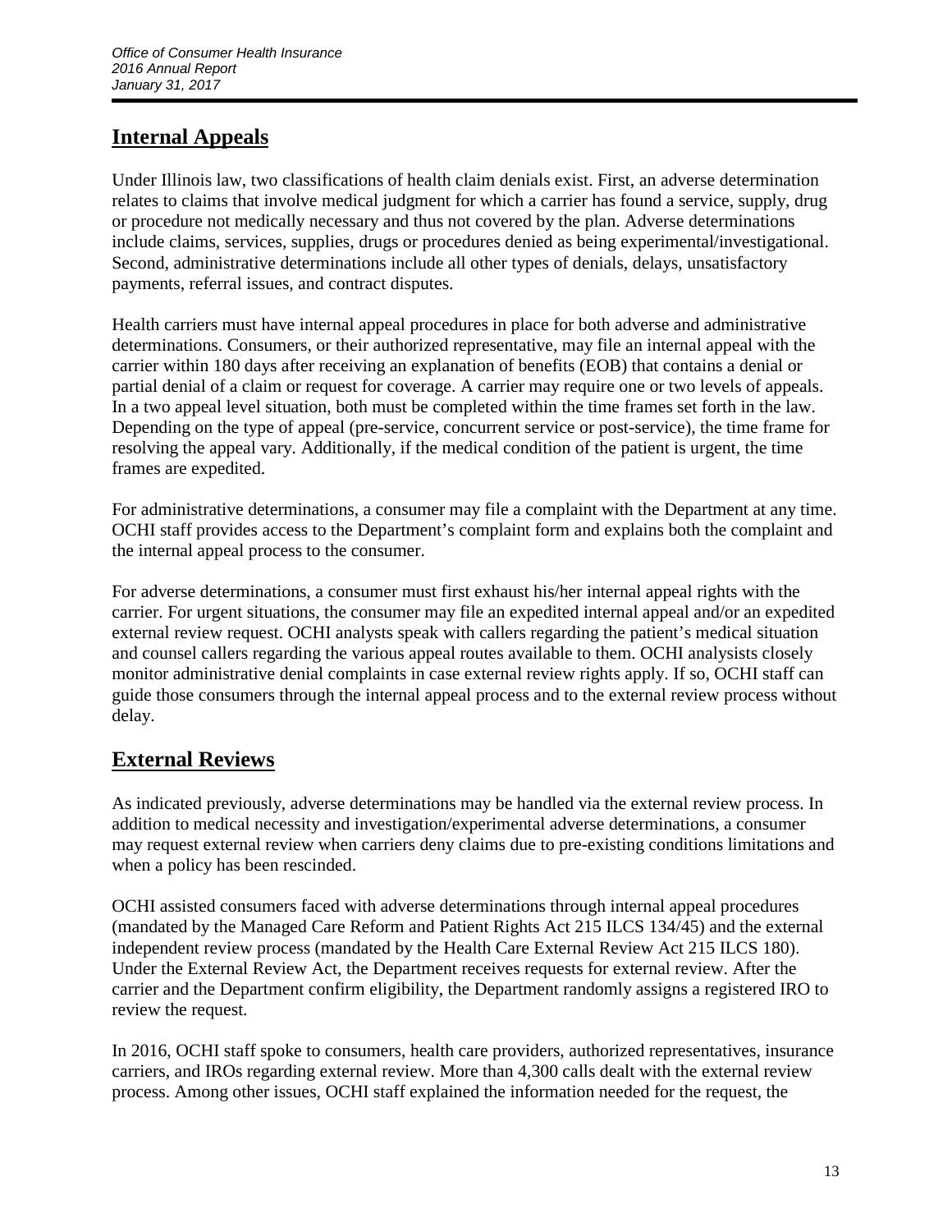## Internal Appeals

Under Illinois law, two classifications of health claim denials exist. First, an adverse determination relates to claims that involve medical judgment for which a carrier has found a service, supply, drug or procedure not medically necessary and thus not covered by the plan. Adverse determinations include claims, services, supplies, drugs or procedures denied as being experimental/investigational. Second, administrative determinations include all other types of denials, delays, unsatisfactory payments, referral issues, and contract disputes.

Health carriers must have internal appeal procedures in place for both adverse and administrative determinations. Consumers, or their authorized representative, may file an internal appeal with the carrier within 180 days after receiving an explanation of benefits (EOB) that contains a denial or partial denial of a claim or request for coverage. A carrier may require one or two levels of appeals. In a two appeal level situation, both must be completed within the time frames set forth in the law. Depending on the type of appeal (pre-service, concurrent service or post-service), the time frame for resolving the appeal vary. Additionally, if the medical condition of the patient is urgent, the time frames are expedited.

For administrative determinations, a consumer may file a complaint with the Department at any time. OCHI staff provides access to the Department's complaint form and explains both the complaint and the internal appeal process to the consumer.

For adverse determinations, a consumer must first exhaust his/her internal appeal rights with the carrier. For urgent situations, the consumer may file an expedited internal appeal and/or an expedited external review request. OCHI analysts speak with callers regarding the patient's medical situation and counsel callers regarding the various appeal routes available to them. OCHI analysists closely monitor administrative denial complaints in case external review rights apply. If so, OCHI staff can guide those consumers through the internal appeal process and to the external review process without delay.

## External Reviews

As indicated previously, adverse determinations may be handled via the external review process. In addition to medical necessity and investigation/experimental adverse determinations, a consumer may request external review when carriers deny claims due to pre-existing conditions limitations and when a policy has been rescinded.

OCHI assisted consumers faced with adverse determinations through internal appeal procedures (mandated by the Managed Care Reform and Patient Rights Act 215 ILCS 134/45) and the external independent review process (mandated by the Health Care External Review Act 215 ILCS 180). Under the External Review Act, the Department receives requests for external review. After the carrier and the Department confirm eligibility, the Department randomly assigns a registered IRO to review the request.

In 2016, OCHI staff spoke to consumers, health care providers, authorized representatives, insurance carriers, and IROs regarding external review. More than 4,300 calls dealt with the external review process. Among other issues, OCHI staff explained the information needed for the request, the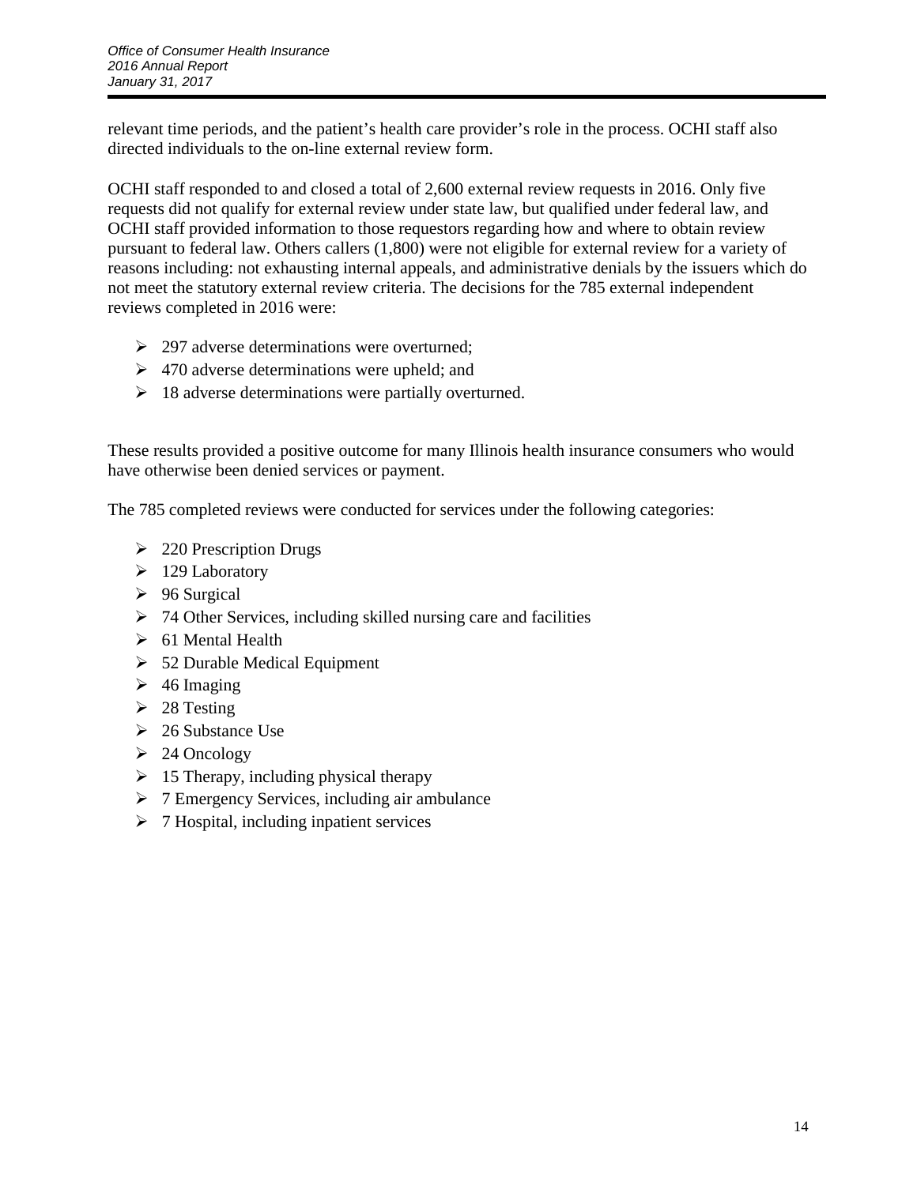relevant time periods, and the patient's health care provider's role in the process. OCHI staff also directed individuals to the on-line external review form.

OCHI staff responded to and closed a total of 2,600 external review requests in 2016. Only five requests did not qualify for external review under state law, but qualified under federal law, and OCHI staff provided information to those requestors regarding how and where to obtain review pursuant to federal law. Others callers (1,800) were not eligible for external review for a variety of reasons including: not exhausting internal appeals, and administrative denials by the issuers which do not meet the statutory external review criteria. The decisions for the 785 external independent reviews completed in 2016 were:

- 297 adverse determinations were overturned;
- 470 adverse determinations were upheld; and
- 18 adverse determinations were partially overturned.

These results provided a positive outcome for many Illinois health insurance consumers who would have otherwise been denied services or payment.

The 785 completed reviews were conducted for services under the following categories:

- 220 Prescription Drugs
- 129 Laboratory
- 96 Surgical
- 74 Other Services, including skilled nursing care and facilities
- 61 Mental Health
- 52 Durable Medical Equipment
- 46 Imaging
- 28 Testing
- 26 Substance Use
- 24 Oncology
- 15 Therapy, including physical therapy
- 7 Emergency Services, including air ambulance
- 7 Hospital, including inpatient services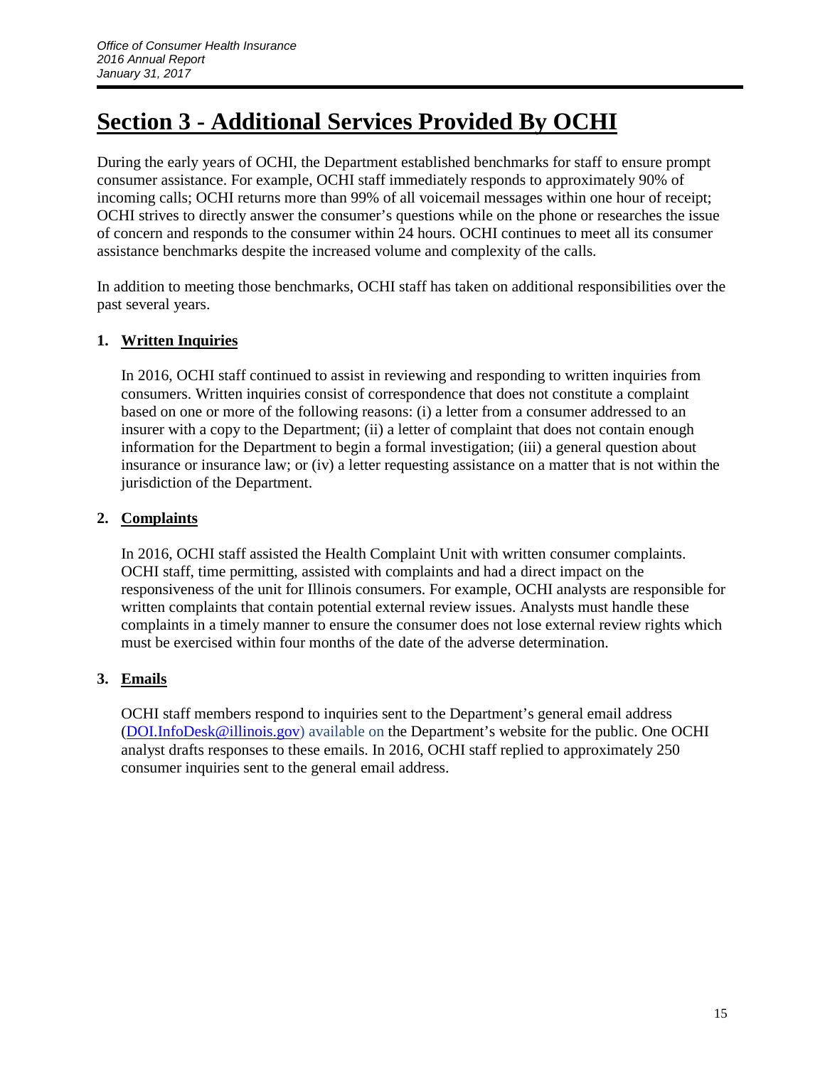# Section 3 - Additional Services Provided By OCHI

During the early years of OCHI, the Department established benchmarks for staff to ensure prompt consumer assistance. For example, OCHI staff immediately responds to approximately 90% of incoming calls; OCHI returns more than 99% of all voicemail messages within one hour of receipt; OCHI strives to directly answer the consumer's questions while on the phone or researches the issue of concern and responds to the consumer within 24 hours. OCHI continues to meet all its consumer assistance benchmarks despite the increased volume and complexity of the calls.

In addition to meeting those benchmarks, OCHI staff has taken on additional responsibilities over the past several years.

1. **Written Inquiries**

   In 2016, OCHI staff continued to assist in reviewing and responding to written inquiries from consumers. Written inquiries consist of correspondence that does not constitute a complaint based on one or more of the following reasons: (i) a letter from a consumer addressed to an insurer with a copy to the Department; (ii) a letter of complaint that does not contain enough information for the Department to begin a formal investigation; (iii) a general question about insurance or insurance law; or (iv) a letter requesting assistance on a matter that is not within the jurisdiction of the Department.

2. **Complaints**

   In 2016, OCHI staff assisted the Health Complaint Unit with written consumer complaints. OCHI staff, time permitting, assisted with complaints and had a direct impact on the responsiveness of the unit for Illinois consumers. For example, OCHI analysts are responsible for written complaints that contain potential external review issues. Analysts must handle these complaints in a timely manner to ensure the consumer does not lose external review rights which must be exercised within four months of the date of the adverse determination.

3. **Emails**

   OCHI staff members respond to inquiries sent to the Department's general email address (DOI.InfoDesk@illinois.gov) available on the Department's website for the public. One OCHI analyst drafts responses to these emails. In 2016, OCHI staff replied to approximately 250 consumer inquiries sent to the general email address.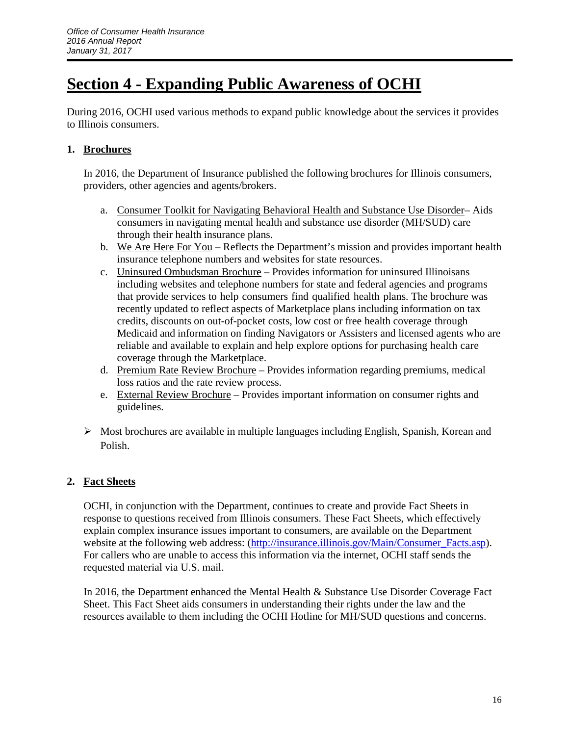# Section 4 - Expanding Public Awareness of OCHI

During 2016, OCHI used various methods to expand public knowledge about the services it provides to Illinois consumers.

## 1. Brochures

In 2016, the Department of Insurance published the following brochures for Illinois consumers, providers, other agencies and agents/brokers.

a. Consumer Toolkit for Navigating Behavioral Health and Substance Use Disorder– Aids consumers in navigating mental health and substance use disorder (MH/SUD) care through their health insurance plans.

b. We Are Here For You – Reflects the Department's mission and provides important health insurance telephone numbers and websites for state resources.

c. Uninsured Ombudsman Brochure – Provides information for uninsured Illinoisans including websites and telephone numbers for state and federal agencies and programs that provide services to help consumers find qualified health plans. The brochure was recently updated to reflect aspects of Marketplace plans including information on tax credits, discounts on out-of-pocket costs, low cost or free health coverage through Medicaid and information on finding Navigators or Assisters and licensed agents who are reliable and available to explain and help explore options for purchasing health care coverage through the Marketplace.

d. Premium Rate Review Brochure – Provides information regarding premiums, medical loss ratios and the rate review process.

e. External Review Brochure – Provides important information on consumer rights and guidelines.

- Most brochures are available in multiple languages including English, Spanish, Korean and Polish.

## 2. Fact Sheets

OCHI, in conjunction with the Department, continues to create and provide Fact Sheets in response to questions received from Illinois consumers. These Fact Sheets, which effectively explain complex insurance issues important to consumers, are available on the Department website at the following web address: (http://insurance.illinois.gov/Main/Consumer_Facts.asp). For callers who are unable to access this information via the internet, OCHI staff sends the requested material via U.S. mail.

In 2016, the Department enhanced the Mental Health & Substance Use Disorder Coverage Fact Sheet. This Fact Sheet aids consumers in understanding their rights under the law and the resources available to them including the OCHI Hotline for MH/SUD questions and concerns.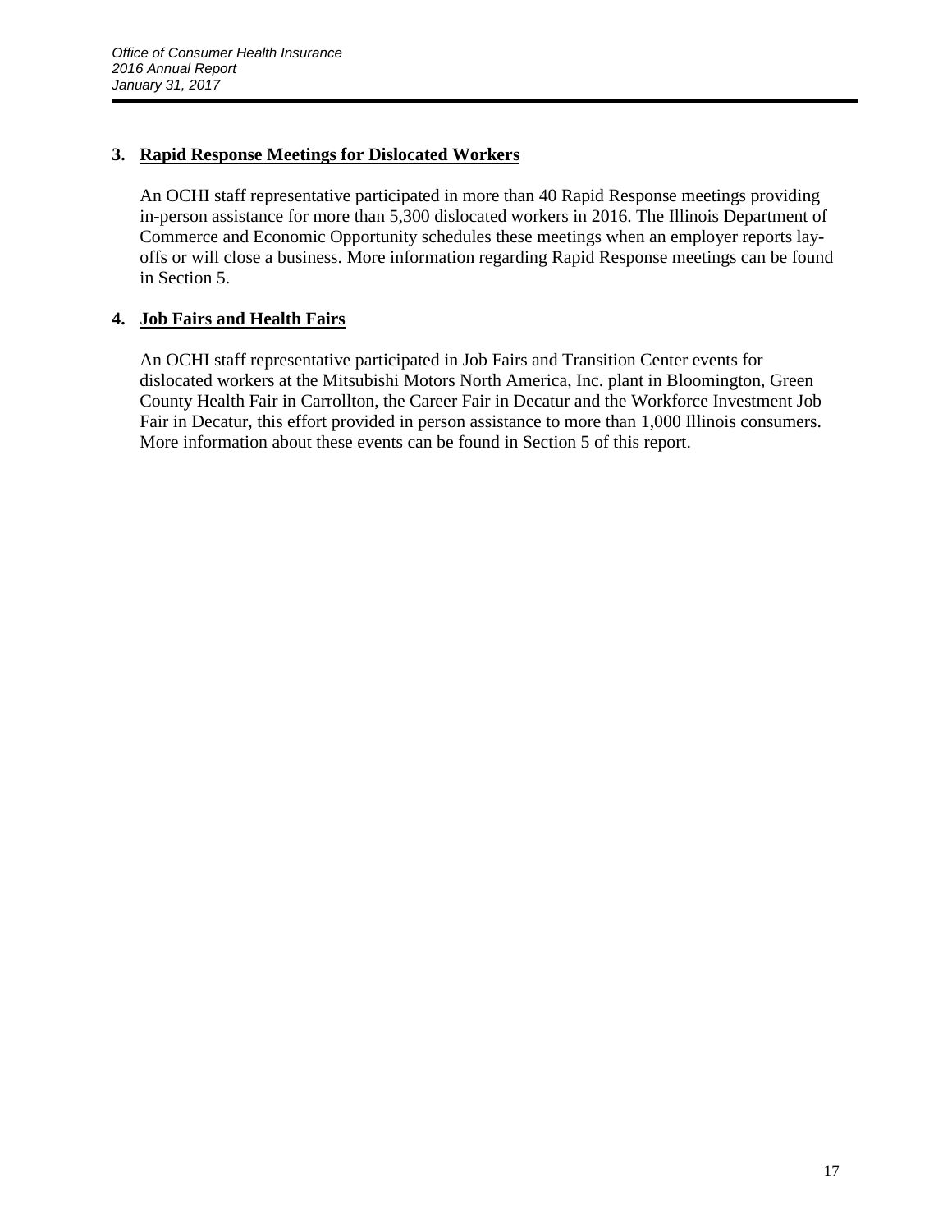**3. Rapid Response Meetings for Dislocated Workers**

An OCHI staff representative participated in more than 40 Rapid Response meetings providing in-person assistance for more than 5,300 dislocated workers in 2016. The Illinois Department of Commerce and Economic Opportunity schedules these meetings when an employer reports lay-offs or will close a business. More information regarding Rapid Response meetings can be found in Section 5.

**4. Job Fairs and Health Fairs**

An OCHI staff representative participated in Job Fairs and Transition Center events for dislocated workers at the Mitsubishi Motors North America, Inc. plant in Bloomington, Green County Health Fair in Carrollton, the Career Fair in Decatur and the Workforce Investment Job Fair in Decatur, this effort provided in person assistance to more than 1,000 Illinois consumers. More information about these events can be found in Section 5 of this report.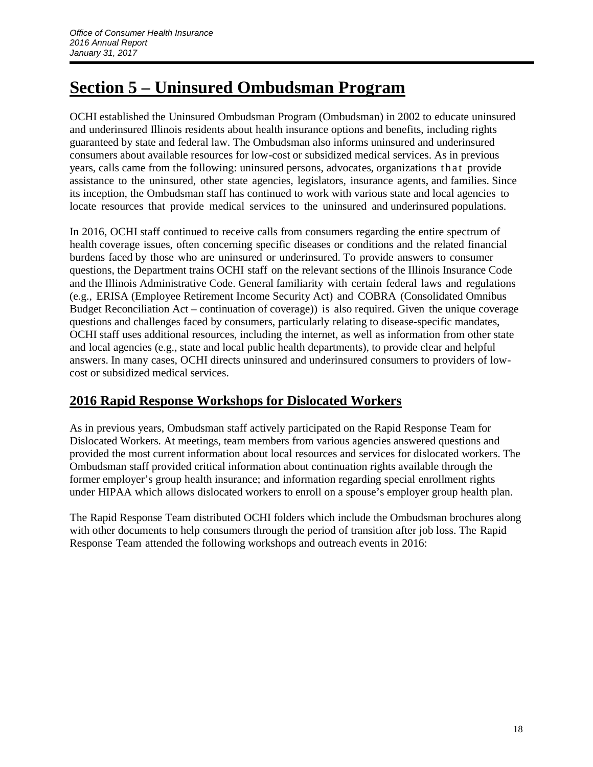# Section 5 – Uninsured Ombudsman Program

OCHI established the Uninsured Ombudsman Program (Ombudsman) in 2002 to educate uninsured and underinsured Illinois residents about health insurance options and benefits, including rights guaranteed by state and federal law. The Ombudsman also informs uninsured and underinsured consumers about available resources for low-cost or subsidized medical services. As in previous years, calls came from the following: uninsured persons, advocates, organizations that provide assistance to the uninsured, other state agencies, legislators, insurance agents, and families. Since its inception, the Ombudsman staff has continued to work with various state and local agencies to locate resources that provide medical services to the uninsured and underinsured populations.

In 2016, OCHI staff continued to receive calls from consumers regarding the entire spectrum of health coverage issues, often concerning specific diseases or conditions and the related financial burdens faced by those who are uninsured or underinsured. To provide answers to consumer questions, the Department trains OCHI staff on the relevant sections of the Illinois Insurance Code and the Illinois Administrative Code. General familiarity with certain federal laws and regulations (e.g., ERISA (Employee Retirement Income Security Act) and COBRA (Consolidated Omnibus Budget Reconciliation Act – continuation of coverage)) is also required. Given the unique coverage questions and challenges faced by consumers, particularly relating to disease-specific mandates, OCHI staff uses additional resources, including the internet, as well as information from other state and local agencies (e.g., state and local public health departments), to provide clear and helpful answers. In many cases, OCHI directs uninsured and underinsured consumers to providers of low-cost or subsidized medical services.

## 2016 Rapid Response Workshops for Dislocated Workers

As in previous years, Ombudsman staff actively participated on the Rapid Response Team for Dislocated Workers. At meetings, team members from various agencies answered questions and provided the most current information about local resources and services for dislocated workers. The Ombudsman staff provided critical information about continuation rights available through the former employer's group health insurance; and information regarding special enrollment rights under HIPAA which allows dislocated workers to enroll on a spouse's employer group health plan.

The Rapid Response Team distributed OCHI folders which include the Ombudsman brochures along with other documents to help consumers through the period of transition after job loss. The Rapid Response Team attended the following workshops and outreach events in 2016: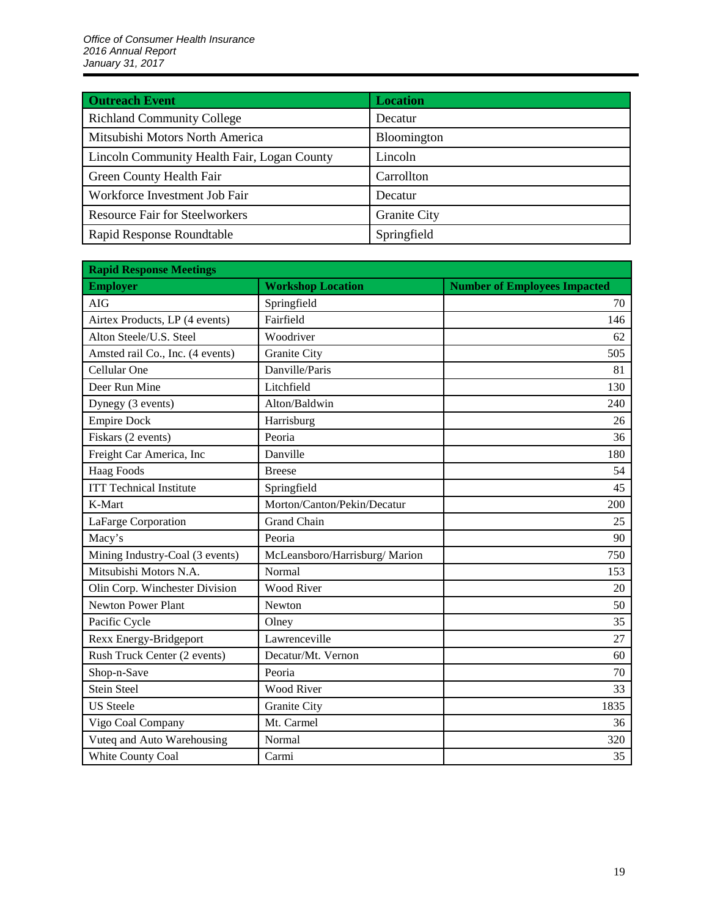| Outreach Event | Location |
| --- | --- |
| Richland Community College | Decatur |
| Mitsubishi Motors North America | Bloomington |
| Lincoln Community Health Fair, Logan County | Lincoln |
| Green County Health Fair | Carrollton |
| Workforce Investment Job Fair | Decatur |
| Resource Fair for Steelworkers | Granite City |
| Rapid Response Roundtable | Springfield |

| Rapid Response Meetings | | |
| --- | --- | --- |
| **Employer** | **Workshop Location** | **Number of Employees Impacted** |
| AIG | Springfield | 70 |
| Airtex Products, LP (4 events) | Fairfield | 146 |
| Alton Steele/U.S. Steel | Woodriver | 62 |
| Amsted rail Co., Inc. (4 events) | Granite City | 505 |
| Cellular One | Danville/Paris | 81 |
| Deer Run Mine | Litchfield | 130 |
| Dynegy (3 events) | Alton/Baldwin | 240 |
| Empire Dock | Harrisburg | 26 |
| Fiskars (2 events) | Peoria | 36 |
| Freight Car America, Inc | Danville | 180 |
| Haag Foods | Breese | 54 |
| ITT Technical Institute | Springfield | 45 |
| K-Mart | Morton/Canton/Pekin/Decatur | 200 |
| LaFarge Corporation | Grand Chain | 25 |
| Macy's | Peoria | 90 |
| Mining Industry-Coal (3 events) | McLeansboro/Harrisburg/ Marion | 750 |
| Mitsubishi Motors N.A. | Normal | 153 |
| Olin Corp. Winchester Division | Wood River | 20 |
| Newton Power Plant | Newton | 50 |
| Pacific Cycle | Olney | 35 |
| Rexx Energy-Bridgeport | Lawrenceville | 27 |
| Rush Truck Center (2 events) | Decatur/Mt. Vernon | 60 |
| Shop-n-Save | Peoria | 70 |
| Stein Steel | Wood River | 33 |
| US Steele | Granite City | 1835 |
| Vigo Coal Company | Mt. Carmel | 36 |
| Vuteq and Auto Warehousing | Normal | 320 |
| White County Coal | Carmi | 35 |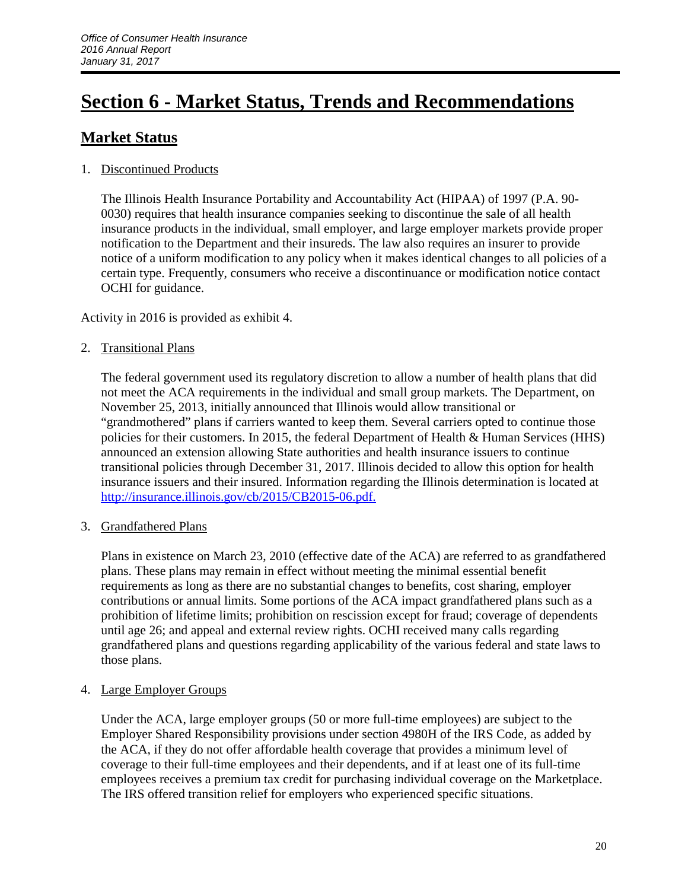# Section 6 - Market Status, Trends and Recommendations

## Market Status

1. Discontinued Products

   The Illinois Health Insurance Portability and Accountability Act (HIPAA) of 1997 (P.A. 90-0030) requires that health insurance companies seeking to discontinue the sale of all health insurance products in the individual, small employer, and large employer markets provide proper notification to the Department and their insureds. The law also requires an insurer to provide notice of a uniform modification to any policy when it makes identical changes to all policies of a certain type. Frequently, consumers who receive a discontinuance or modification notice contact OCHI for guidance.

Activity in 2016 is provided as exhibit 4.

2. Transitional Plans

   The federal government used its regulatory discretion to allow a number of health plans that did not meet the ACA requirements in the individual and small group markets. The Department, on November 25, 2013, initially announced that Illinois would allow transitional or "grandmothered" plans if carriers wanted to keep them. Several carriers opted to continue those policies for their customers. In 2015, the federal Department of Health & Human Services (HHS) announced an extension allowing State authorities and health insurance issuers to continue transitional policies through December 31, 2017. Illinois decided to allow this option for health insurance issuers and their insured. Information regarding the Illinois determination is located at http://insurance.illinois.gov/cb/2015/CB2015-06.pdf.

3. Grandfathered Plans

   Plans in existence on March 23, 2010 (effective date of the ACA) are referred to as grandfathered plans. These plans may remain in effect without meeting the minimal essential benefit requirements as long as there are no substantial changes to benefits, cost sharing, employer contributions or annual limits. Some portions of the ACA impact grandfathered plans such as a prohibition of lifetime limits; prohibition on rescission except for fraud; coverage of dependents until age 26; and appeal and external review rights. OCHI received many calls regarding grandfathered plans and questions regarding applicability of the various federal and state laws to those plans.

4. Large Employer Groups

   Under the ACA, large employer groups (50 or more full-time employees) are subject to the Employer Shared Responsibility provisions under section 4980H of the IRS Code, as added by the ACA, if they do not offer affordable health coverage that provides a minimum level of coverage to their full-time employees and their dependents, and if at least one of its full-time employees receives a premium tax credit for purchasing individual coverage on the Marketplace. The IRS offered transition relief for employers who experienced specific situations.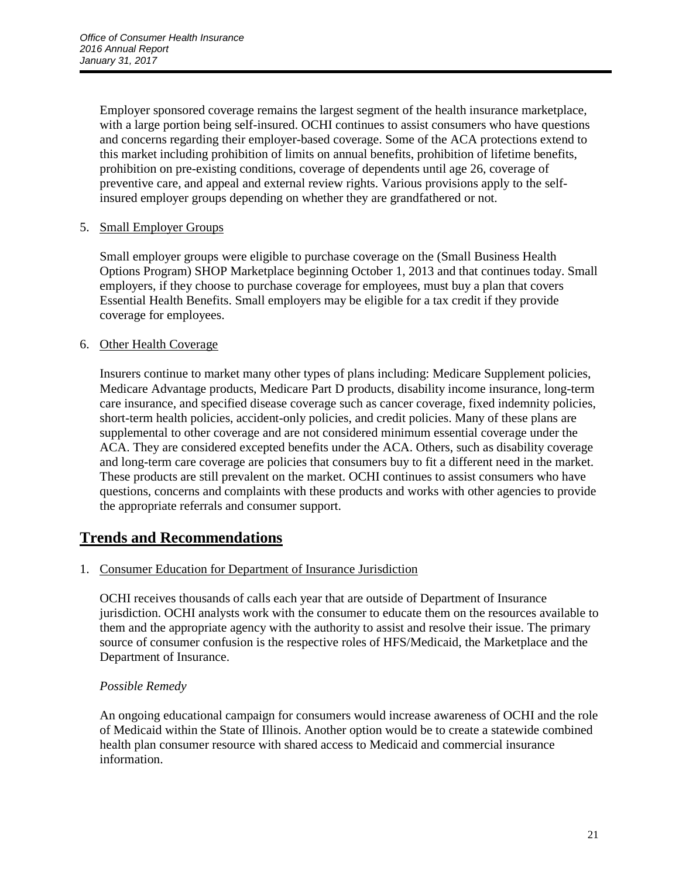Employer sponsored coverage remains the largest segment of the health insurance marketplace, with a large portion being self-insured. OCHI continues to assist consumers who have questions and concerns regarding their employer-based coverage. Some of the ACA protections extend to this market including prohibition of limits on annual benefits, prohibition of lifetime benefits, prohibition on pre-existing conditions, coverage of dependents until age 26, coverage of preventive care, and appeal and external review rights. Various provisions apply to the self-insured employer groups depending on whether they are grandfathered or not.

5. Small Employer Groups

   Small employer groups were eligible to purchase coverage on the (Small Business Health Options Program) SHOP Marketplace beginning October 1, 2013 and that continues today. Small employers, if they choose to purchase coverage for employees, must buy a plan that covers Essential Health Benefits. Small employers may be eligible for a tax credit if they provide coverage for employees.

6. Other Health Coverage

   Insurers continue to market many other types of plans including: Medicare Supplement policies, Medicare Advantage products, Medicare Part D products, disability income insurance, long-term care insurance, and specified disease coverage such as cancer coverage, fixed indemnity policies, short-term health policies, accident-only policies, and credit policies. Many of these plans are supplemental to other coverage and are not considered minimum essential coverage under the ACA. They are considered excepted benefits under the ACA. Others, such as disability coverage and long-term care coverage are policies that consumers buy to fit a different need in the market. These products are still prevalent on the market. OCHI continues to assist consumers who have questions, concerns and complaints with these products and works with other agencies to provide the appropriate referrals and consumer support.

## Trends and Recommendations

1. Consumer Education for Department of Insurance Jurisdiction

   OCHI receives thousands of calls each year that are outside of Department of Insurance jurisdiction. OCHI analysts work with the consumer to educate them on the resources available to them and the appropriate agency with the authority to assist and resolve their issue. The primary source of consumer confusion is the respective roles of HFS/Medicaid, the Marketplace and the Department of Insurance.

   *Possible Remedy*

   An ongoing educational campaign for consumers would increase awareness of OCHI and the role of Medicaid within the State of Illinois. Another option would be to create a statewide combined health plan consumer resource with shared access to Medicaid and commercial insurance information.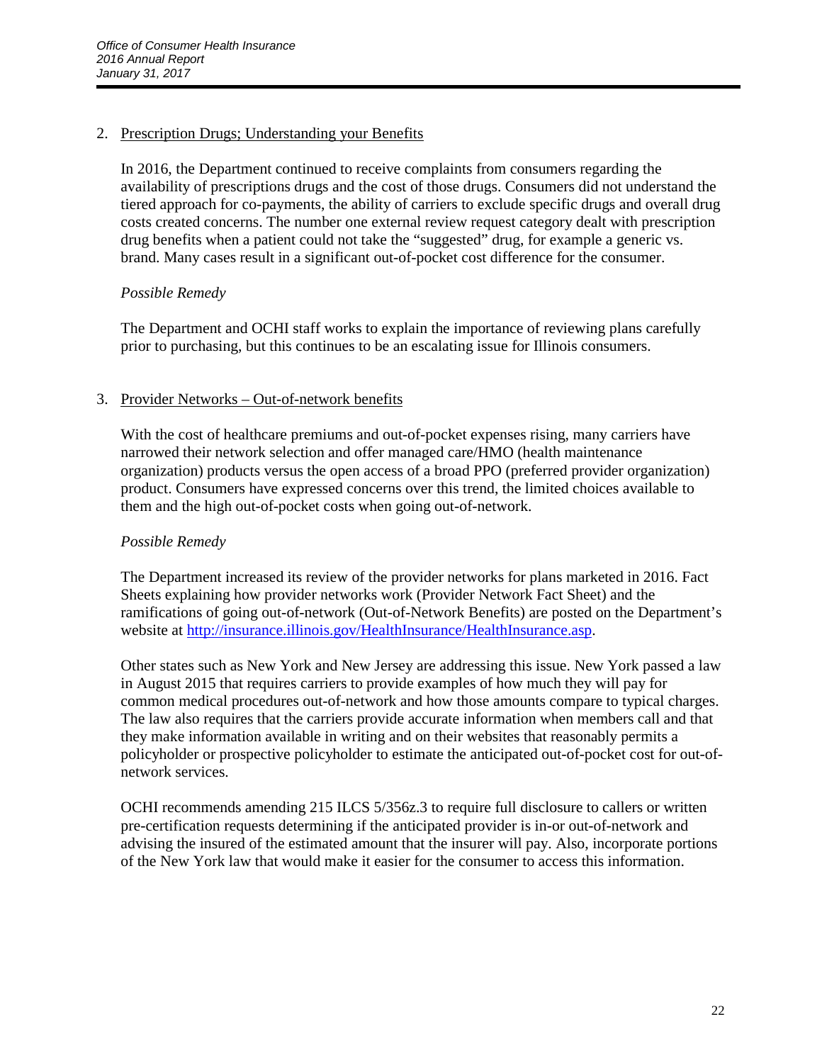2. Prescription Drugs; Understanding your Benefits

   In 2016, the Department continued to receive complaints from consumers regarding the availability of prescriptions drugs and the cost of those drugs. Consumers did not understand the tiered approach for co-payments, the ability of carriers to exclude specific drugs and overall drug costs created concerns. The number one external review request category dealt with prescription drug benefits when a patient could not take the "suggested" drug, for example a generic vs. brand. Many cases result in a significant out-of-pocket cost difference for the consumer.

   *Possible Remedy*

   The Department and OCHI staff works to explain the importance of reviewing plans carefully prior to purchasing, but this continues to be an escalating issue for Illinois consumers.

3. Provider Networks – Out-of-network benefits

   With the cost of healthcare premiums and out-of-pocket expenses rising, many carriers have narrowed their network selection and offer managed care/HMO (health maintenance organization) products versus the open access of a broad PPO (preferred provider organization) product. Consumers have expressed concerns over this trend, the limited choices available to them and the high out-of-pocket costs when going out-of-network.

   *Possible Remedy*

   The Department increased its review of the provider networks for plans marketed in 2016. Fact Sheets explaining how provider networks work (Provider Network Fact Sheet) and the ramifications of going out-of-network (Out-of-Network Benefits) are posted on the Department's website at http://insurance.illinois.gov/HealthInsurance/HealthInsurance.asp.

   Other states such as New York and New Jersey are addressing this issue. New York passed a law in August 2015 that requires carriers to provide examples of how much they will pay for common medical procedures out-of-network and how those amounts compare to typical charges. The law also requires that the carriers provide accurate information when members call and that they make information available in writing and on their websites that reasonably permits a policyholder or prospective policyholder to estimate the anticipated out-of-pocket cost for out-of-network services.

   OCHI recommends amending 215 ILCS 5/356z.3 to require full disclosure to callers or written pre-certification requests determining if the anticipated provider is in-or out-of-network and advising the insured of the estimated amount that the insurer will pay. Also, incorporate portions of the New York law that would make it easier for the consumer to access this information.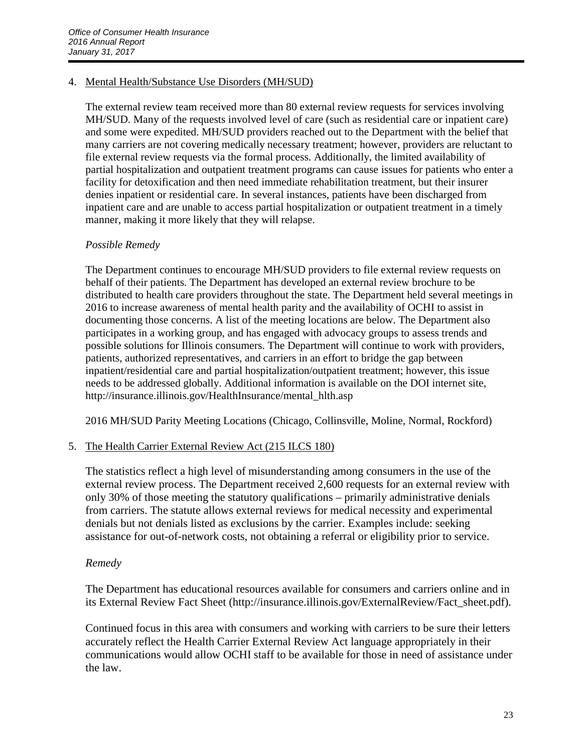4. Mental Health/Substance Use Disorders (MH/SUD)

   The external review team received more than 80 external review requests for services involving MH/SUD. Many of the requests involved level of care (such as residential care or inpatient care) and some were expedited. MH/SUD providers reached out to the Department with the belief that many carriers are not covering medically necessary treatment; however, providers are reluctant to file external review requests via the formal process. Additionally, the limited availability of partial hospitalization and outpatient treatment programs can cause issues for patients who enter a facility for detoxification and then need immediate rehabilitation treatment, but their insurer denies inpatient or residential care. In several instances, patients have been discharged from inpatient care and are unable to access partial hospitalization or outpatient treatment in a timely manner, making it more likely that they will relapse.

   *Possible Remedy*

   The Department continues to encourage MH/SUD providers to file external review requests on behalf of their patients. The Department has developed an external review brochure to be distributed to health care providers throughout the state. The Department held several meetings in 2016 to increase awareness of mental health parity and the availability of OCHI to assist in documenting those concerns. A list of the meeting locations are below. The Department also participates in a working group, and has engaged with advocacy groups to assess trends and possible solutions for Illinois consumers. The Department will continue to work with providers, patients, authorized representatives, and carriers in an effort to bridge the gap between inpatient/residential care and partial hospitalization/outpatient treatment; however, this issue needs to be addressed globally. Additional information is available on the DOI internet site, http://insurance.illinois.gov/HealthInsurance/mental_hlth.asp

   2016 MH/SUD Parity Meeting Locations (Chicago, Collinsville, Moline, Normal, Rockford)

5. The Health Carrier External Review Act (215 ILCS 180)

   The statistics reflect a high level of misunderstanding among consumers in the use of the external review process. The Department received 2,600 requests for an external review with only 30% of those meeting the statutory qualifications – primarily administrative denials from carriers. The statute allows external reviews for medical necessity and experimental denials but not denials listed as exclusions by the carrier. Examples include: seeking assistance for out-of-network costs, not obtaining a referral or eligibility prior to service.

   *Remedy*

   The Department has educational resources available for consumers and carriers online and in its External Review Fact Sheet (http://insurance.illinois.gov/ExternalReview/Fact_sheet.pdf).

   Continued focus in this area with consumers and working with carriers to be sure their letters accurately reflect the Health Carrier External Review Act language appropriately in their communications would allow OCHI staff to be available for those in need of assistance under the law.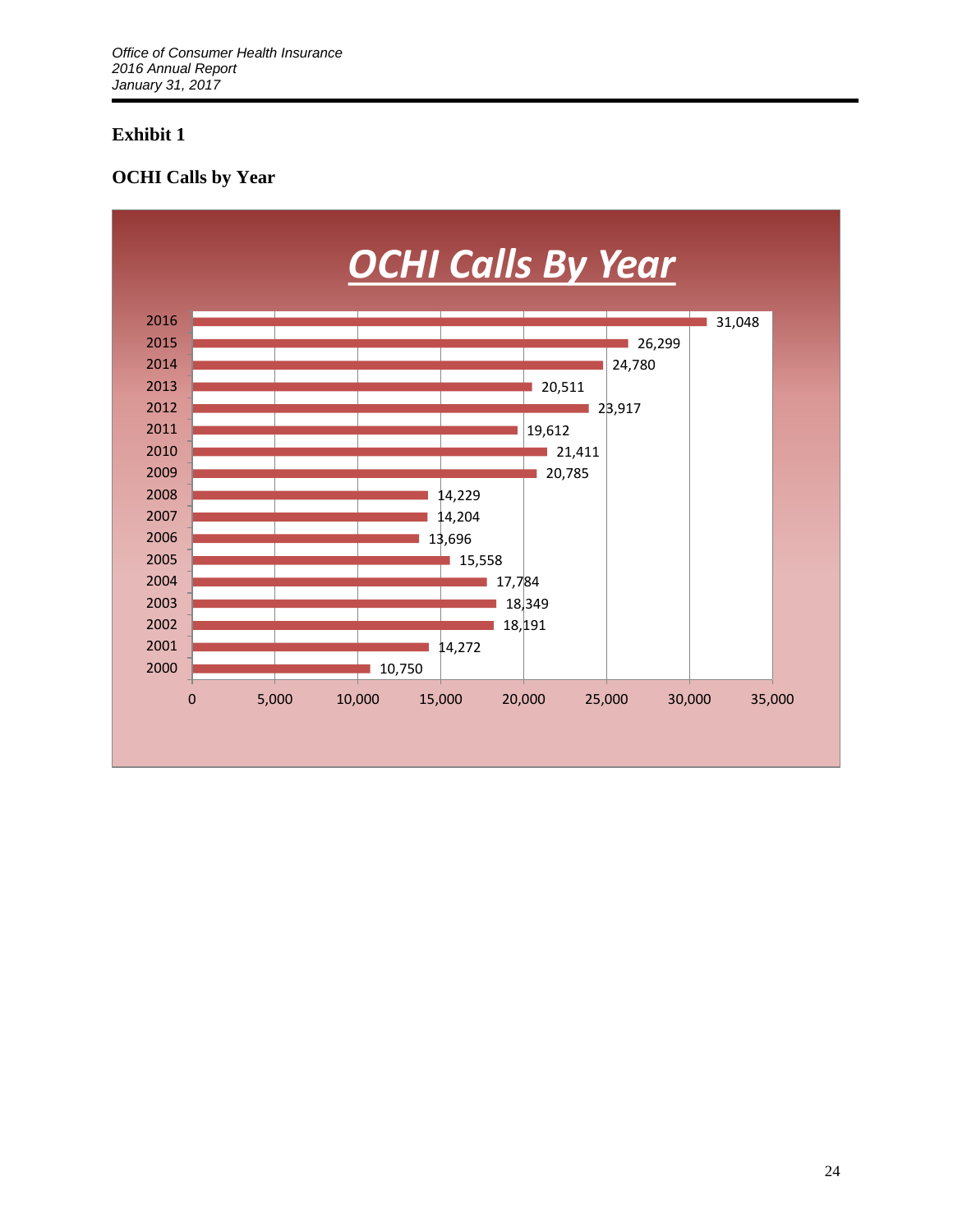## Exhibit 1

### OCHI Calls by Year

OCHI Calls By Year

2016
2015
2014
2013
2012
2011
2010
2009
2008
2007
2006
2005
2004
2003
2002
2001
2000

31,048
26,299
24,780
20,511
23,917
19,612
21,411
20,785
14,229
14,204
13,696
15,558
17,784
18,349
18,191
14,272
10,750

0
5,000
10,000
15,000
20,000
25,000
30,000
35,000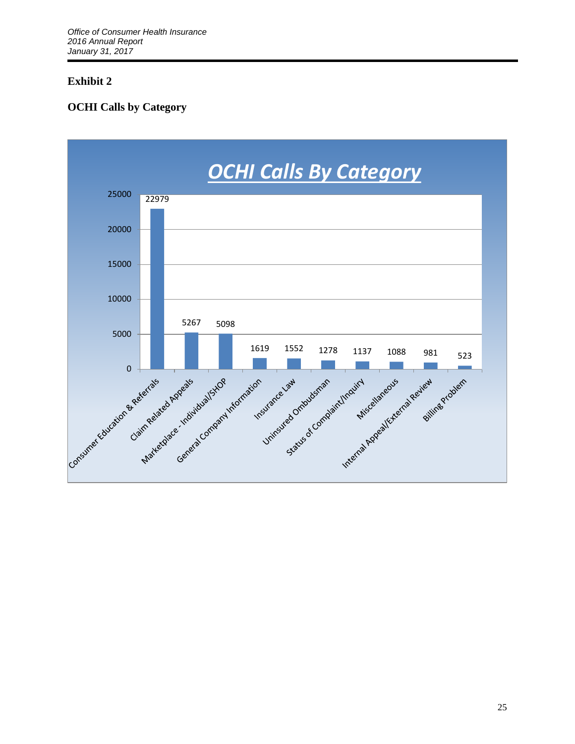## Exhibit 2

## OCHI Calls by Category

OCHI Calls By Category

25000
20000
15000
10000
5000
0

22979
5267
5098
1619
1552
1278
1137
1088
981
523

Consumer Education & Referrals
Claim Related Appeals
Marketplace - Individual/SHOP
General Company Information
Insurance Law
Uninsured Ombudsman
Status of Complaint/Inquiry
Miscellaneous
Internal Appeal/External Review
Billing Problem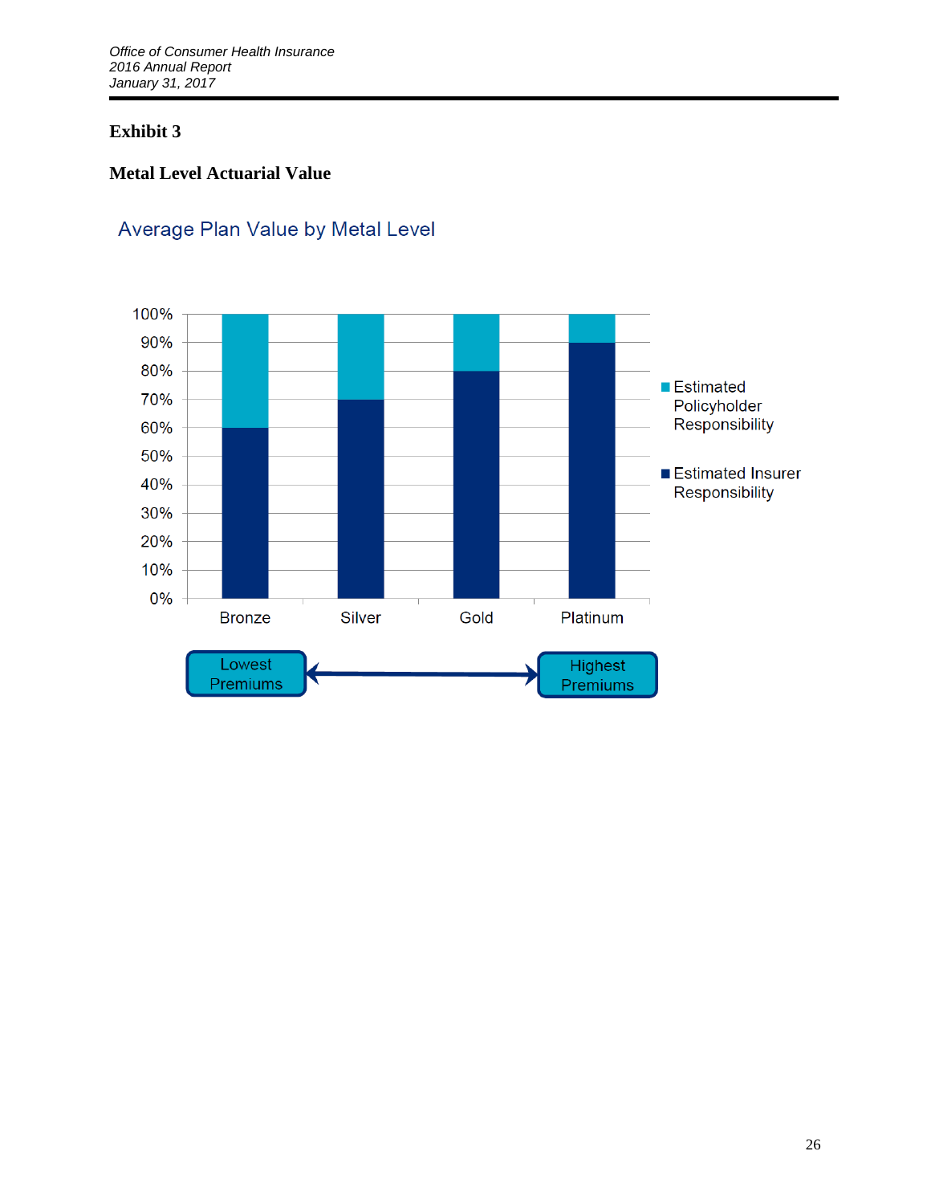**Exhibit 3**

**Metal Level Actuarial Value**

Average Plan Value by Metal Level

100%
90%
80%
70%
60%
50%
40%
30%
20%
10%
0%

Bronze
Silver
Gold
Platinum

Estimated Policyholder Responsibility

Estimated Insurer Responsibility

Lowest Premiums

Highest Premiums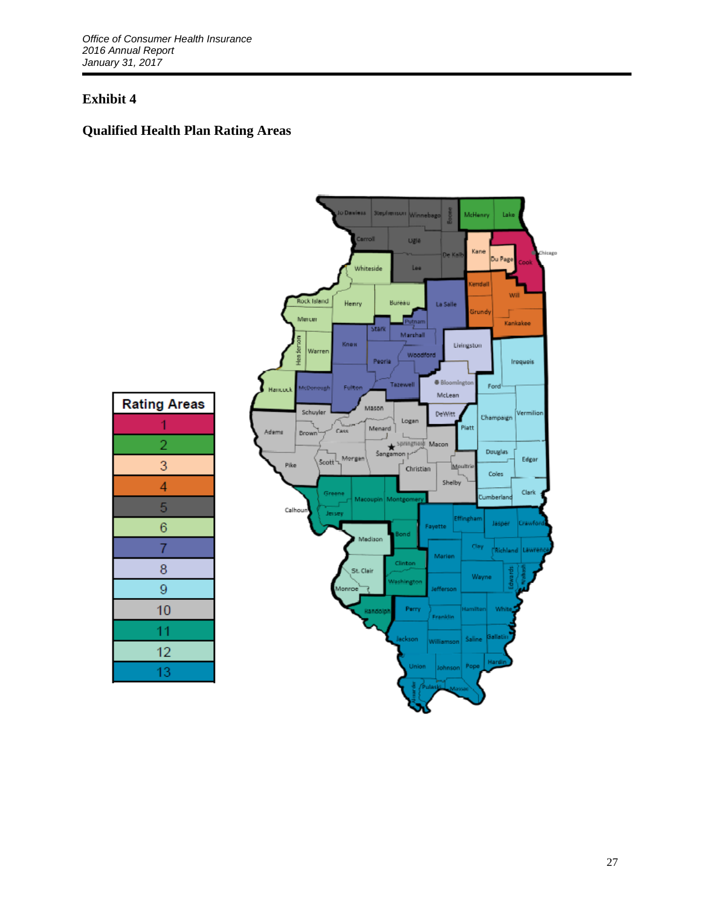## Exhibit 4

## Qualified Health Plan Rating Areas

Rating Areas

1
2
3
4
5
6
7
8
9
10
11
12
13

Jo Daviess
Stephenson
Winnebago
Boone
McHenry
Lake
Carroll
Ogle
De Kalb
Kane
Du Page
Cook
Chicago
Whiteside
Lee
Kendall
Will
Rock Island
Henry
Bureau
La Salle
Grundy
Kankakee
Mercer
Putnam
Stark
Marshall
Henderson
Warren
Knox
Woodford
Livingston
Iroquois
Peoria
Hancock
McDonough
Fulton
Tazewell
Bloomington
McLean
Ford
Schuyler
Mason
DeWitt
Champaign
Vermilion
Adams
Brown
Cass
Menard
Logan
Platt
Springfield
Macon
Sangamon
Douglas
Edgar
Pike
Scott
Morgan
Christian
Moultrie
Coles
Shelby
Greene
Clark
Macoupin
Montgomery
Cumberland
Calhoun
Jersey
Effingham
Jasper
Crawford
Fayette
Madison
Bond
Clay
Richland
Lawrence
Marion
St. Clair
Clinton
Wayne
Edwards
Wabash
Washington
Monroe
Jefferson
Randolph
Perry
Hamilton
White
Franklin
Jackson
Williamson
Saline
Gallatin
Union
Johnson
Pope
Hardin
Alexander
Pulaski
Massac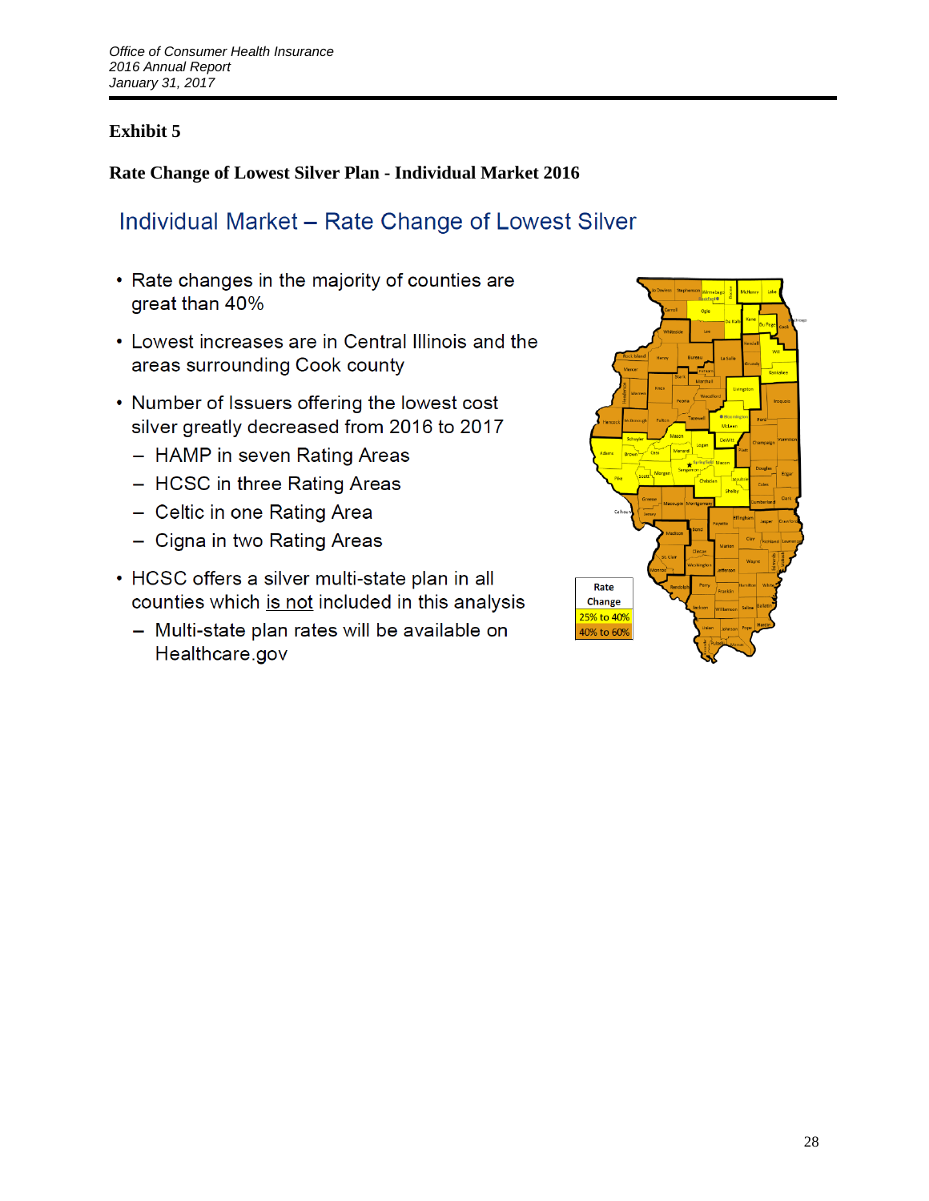**Exhibit 5**

**Rate Change of Lowest Silver Plan - Individual Market 2016**

## Individual Market – Rate Change of Lowest Silver

- Rate changes in the majority of counties are great than 40%
- Lowest increases are in Central Illinois and the areas surrounding Cook county
- Number of Issuers offering the lowest cost silver greatly decreased from 2016 to 2017
  - HAMP in seven Rating Areas
  - HCSC in three Rating Areas
  - Celtic in one Rating Area
  - Cigna in two Rating Areas
- HCSC offers a silver multi-state plan in all counties which is not included in this analysis
  - Multi-state plan rates will be available on Healthcare.gov

Rate Change
25% to 40%
40% to 60%